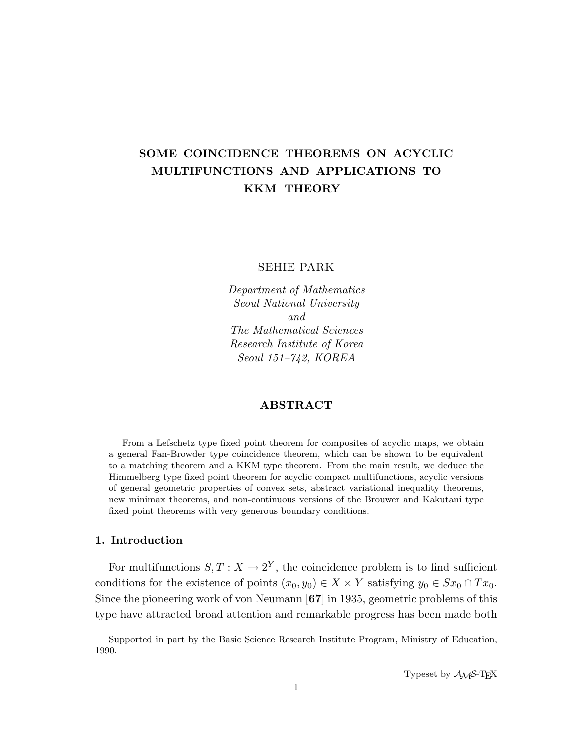# SOME COINCIDENCE THEOREMS ON ACYCLIC MULTIFUNCTIONS AND APPLICATIONS TO KKM THEORY

SEHIE PARK

*Department of Mathematics*
*Seoul National University*
*and*
*The Mathematical Sciences*
*Research Institute of Korea*
*Seoul 151–742, KOREA*

## ABSTRACT

From a Lefschetz type fixed point theorem for composites of acyclic maps, we obtain a general Fan-Browder type coincidence theorem, which can be shown to be equivalent to a matching theorem and a KKM type theorem. From the main result, we deduce the Himmelberg type fixed point theorem for acyclic compact multifunctions, acyclic versions of general geometric properties of convex sets, abstract variational inequality theorems, new minimax theorems, and non-continuous versions of the Brouwer and Kakutani type fixed point theorems with very generous boundary conditions.

## 1. Introduction

For multifunctions $S, T : X \to 2^Y$, the coincidence problem is to find sufficient conditions for the existence of points $(x_0, y_0) \in X \times Y$ satisfying $y_0 \in Sx_0 \cap Tx_0$. Since the pioneering work of von Neumann [**67**] in 1935, geometric problems of this type have attracted broad attention and remarkable progress has been made both

---

Supported in part by the Basic Science Research Institute Program, Ministry of Education, 1990.

Typeset by $\mathcal{A}\mathcal{M}\mathcal{S}$-TEX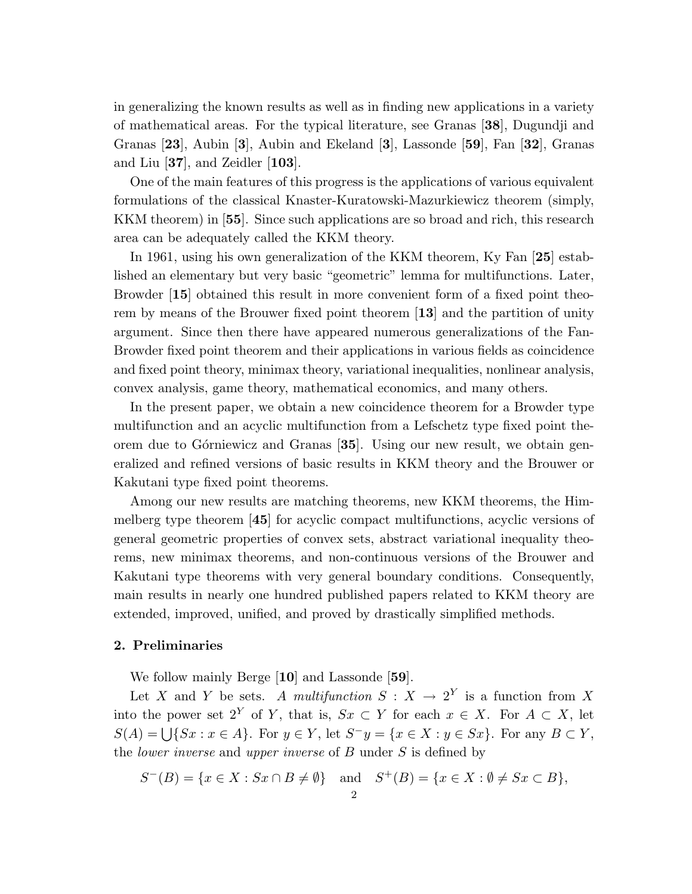in generalizing the known results as well as in finding new applications in a variety of mathematical areas. For the typical literature, see Granas [**38**], Dugundji and Granas [**23**], Aubin [**3**], Aubin and Ekeland [**3**], Lassonde [**59**], Fan [**32**], Granas and Liu [**37**], and Zeidler [**103**].

One of the main features of this progress is the applications of various equivalent formulations of the classical Knaster-Kuratowski-Mazurkiewicz theorem (simply, KKM theorem) in [**55**]. Since such applications are so broad and rich, this research area can be adequately called the KKM theory.

In 1961, using his own generalization of the KKM theorem, Ky Fan [**25**] established an elementary but very basic "geometric" lemma for multifunctions. Later, Browder [**15**] obtained this result in more convenient form of a fixed point theorem by means of the Brouwer fixed point theorem [**13**] and the partition of unity argument. Since then there have appeared numerous generalizations of the Fan-Browder fixed point theorem and their applications in various fields as coincidence and fixed point theory, minimax theory, variational inequalities, nonlinear analysis, convex analysis, game theory, mathematical economics, and many others.

In the present paper, we obtain a new coincidence theorem for a Browder type multifunction and an acyclic multifunction from a Lefschetz type fixed point theorem due to Górniewicz and Granas [**35**]. Using our new result, we obtain generalized and refined versions of basic results in KKM theory and the Brouwer or Kakutani type fixed point theorems.

Among our new results are matching theorems, new KKM theorems, the Himmelberg type theorem [**45**] for acyclic compact multifunctions, acyclic versions of general geometric properties of convex sets, abstract variational inequality theorems, new minimax theorems, and non-continuous versions of the Brouwer and Kakutani type theorems with very general boundary conditions. Consequently, main results in nearly one hundred published papers related to KKM theory are extended, improved, unified, and proved by drastically simplified methods.

## 2. Preliminaries

We follow mainly Berge [**10**] and Lassonde [**59**].

Let $X$ and $Y$ be sets. *A multifunction* $S : X \to 2^Y$ is a function from $X$ into the power set $2^Y$ of $Y$, that is, $Sx \subset Y$ for each $x \in X$. For $A \subset X$, let $S(A) = \bigcup\{Sx : x \in A\}$. For $y \in Y$, let $S^- y = \{x \in X : y \in Sx\}$. For any $B \subset Y$, the *lower inverse* and *upper inverse* of $B$ under $S$ is defined by

$$S^-(B) = \{x \in X : Sx \cap B \neq \emptyset\} \quad \text{and} \quad S^+(B) = \{x \in X : \emptyset \neq Sx \subset B\},$$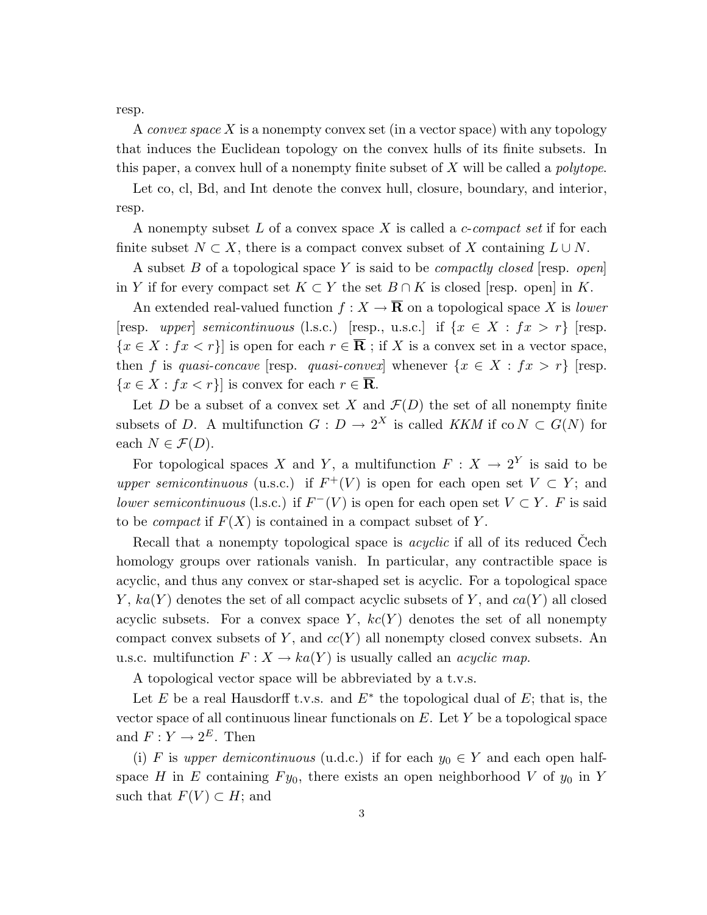resp.

A *convex space* $X$ is a nonempty convex set (in a vector space) with any topology that induces the Euclidean topology on the convex hulls of its finite subsets. In this paper, a convex hull of a nonempty finite subset of $X$ will be called a *polytope*.

Let co, cl, Bd, and Int denote the convex hull, closure, boundary, and interior, resp.

A nonempty subset $L$ of a convex space $X$ is called a *c-compact set* if for each finite subset $N \subset X$, there is a compact convex subset of $X$ containing $L \cup N$.

A subset $B$ of a topological space $Y$ is said to be *compactly closed* [resp. *open*] in $Y$ if for every compact set $K \subset Y$ the set $B \cap K$ is closed [resp. open] in $K$.

An extended real-valued function $f : X \to \overline{\mathbf{R}}$ on a topological space $X$ is *lower* [resp. *upper*] *semicontinuous* (l.s.c.) [resp., u.s.c.] if $\{x \in X : fx > r\}$ [resp. $\{x \in X : fx < r\}$] is open for each $r \in \overline{\mathbf{R}}$ ; if $X$ is a convex set in a vector space, then $f$ is *quasi-concave* [resp. *quasi-convex*] whenever $\{x \in X : fx > r\}$ [resp. $\{x \in X : fx < r\}$] is convex for each $r \in \overline{\mathbf{R}}$.

Let $D$ be a subset of a convex set $X$ and $\mathcal{F}(D)$ the set of all nonempty finite subsets of $D$. A multifunction $G : D \to 2^X$ is called *KKM* if $\operatorname{co} N \subset G(N)$ for each $N \in \mathcal{F}(D)$.

For topological spaces $X$ and $Y$, a multifunction $F : X \to 2^Y$ is said to be *upper semicontinuous* (u.s.c.) if $F^+(V)$ is open for each open set $V \subset Y$; and *lower semicontinuous* (l.s.c.) if $F^-(V)$ is open for each open set $V \subset Y$. $F$ is said to be *compact* if $F(X)$ is contained in a compact subset of $Y$.

Recall that a nonempty topological space is *acyclic* if all of its reduced Čech homology groups over rationals vanish. In particular, any contractible space is acyclic, and thus any convex or star-shaped set is acyclic. For a topological space $Y$, $ka(Y)$ denotes the set of all compact acyclic subsets of $Y$, and $ca(Y)$ all closed acyclic subsets. For a convex space $Y$, $kc(Y)$ denotes the set of all nonempty compact convex subsets of $Y$, and $cc(Y)$ all nonempty closed convex subsets. An u.s.c. multifunction $F : X \to ka(Y)$ is usually called an *acyclic map*.

A topological vector space will be abbreviated by a t.v.s.

Let $E$ be a real Hausdorff t.v.s. and $E^*$ the topological dual of $E$; that is, the vector space of all continuous linear functionals on $E$. Let $Y$ be a topological space and $F : Y \to 2^E$. Then

(i) $F$ is *upper demicontinuous* (u.d.c.) if for each $y_0 \in Y$ and each open half-space $H$ in $E$ containing $Fy_0$, there exists an open neighborhood $V$ of $y_0$ in $Y$ such that $F(V) \subset H$; and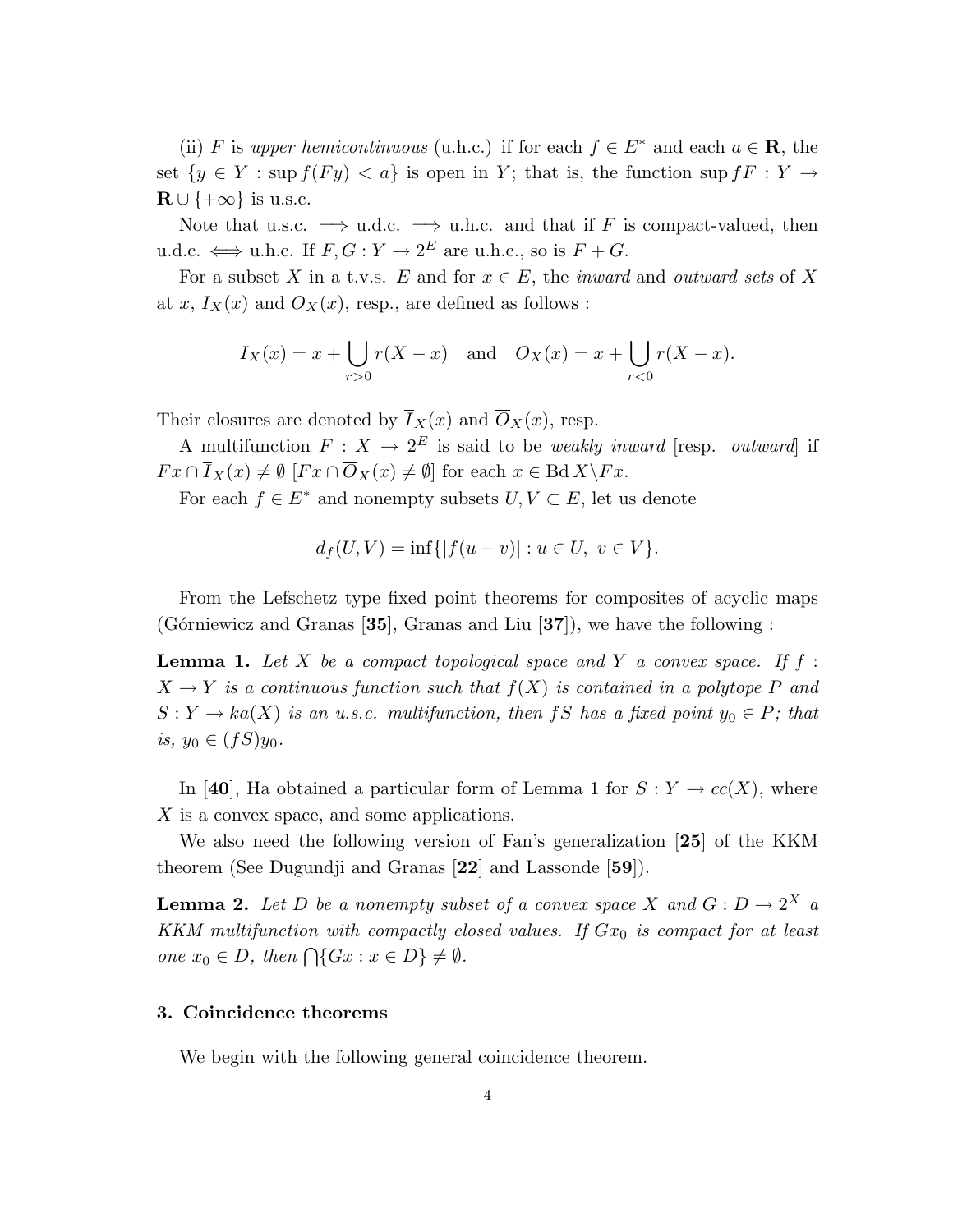(ii) $F$ is *upper hemicontinuous* (u.h.c.) if for each $f \in E^*$ and each $a \in \mathbf{R}$, the set $\{y \in Y : \sup f(Fy) < a\}$ is open in $Y$; that is, the function $\sup fF : Y \to \mathbf{R} \cup \{+\infty\}$ is u.s.c.

Note that u.s.c. $\Longrightarrow$ u.d.c. $\Longrightarrow$ u.h.c. and that if $F$ is compact-valued, then u.d.c. $\Longleftrightarrow$ u.h.c. If $F, G : Y \to 2^E$ are u.h.c., so is $F + G$.

For a subset $X$ in a t.v.s. $E$ and for $x \in E$, the *inward* and *outward sets* of $X$ at $x$, $I_X(x)$ and $O_X(x)$, resp., are defined as follows :

$$I_X(x) = x + \bigcup_{r>0} r(X - x) \quad \text{and} \quad O_X(x) = x + \bigcup_{r<0} r(X - x).$$

Their closures are denoted by $\overline{I}_X(x)$ and $\overline{O}_X(x)$, resp.

A multifunction $F : X \to 2^E$ is said to be *weakly inward* [resp. *outward*] if $Fx \cap \overline{I}_X(x) \neq \emptyset$ [$Fx \cap \overline{O}_X(x) \neq \emptyset$] for each $x \in \operatorname{Bd} X \backslash Fx$.

For each $f \in E^*$ and nonempty subsets $U, V \subset E$, let us denote

$$d_f(U, V) = \inf\{|f(u - v)| : u \in U, \ v \in V\}.$$

From the Lefschetz type fixed point theorems for composites of acyclic maps (Górniewicz and Granas [**35**], Granas and Liu [**37**]), we have the following :

**Lemma 1.** *Let $X$ be a compact topological space and $Y$ a convex space. If $f : X \to Y$ is a continuous function such that $f(X)$ is contained in a polytope $P$ and $S : Y \to ka(X)$ is an u.s.c. multifunction, then $fS$ has a fixed point $y_0 \in P$; that is, $y_0 \in (fS)y_0$.*

In [**40**], Ha obtained a particular form of Lemma 1 for $S : Y \to cc(X)$, where $X$ is a convex space, and some applications.

We also need the following version of Fan's generalization [**25**] of the KKM theorem (See Dugundji and Granas [**22**] and Lassonde [**59**]).

**Lemma 2.** *Let $D$ be a nonempty subset of a convex space $X$ and $G : D \to 2^X$ a KKM multifunction with compactly closed values. If $Gx_0$ is compact for at least one $x_0 \in D$, then $\bigcap\{Gx : x \in D\} \neq \emptyset$.*

## 3. Coincidence theorems

We begin with the following general coincidence theorem.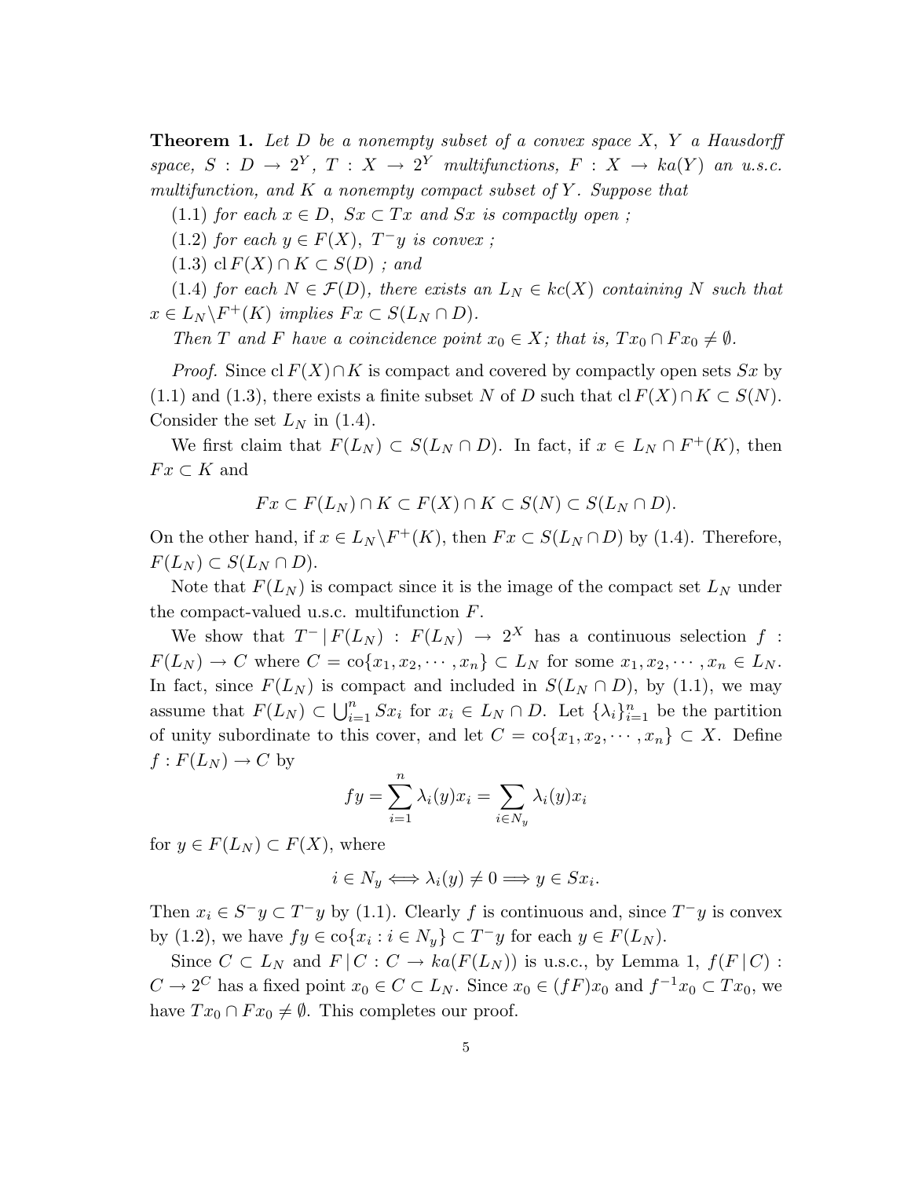**Theorem 1.** *Let $D$ be a nonempty subset of a convex space $X$, $Y$ a Hausdorff space, $S : D \to 2^Y$, $T : X \to 2^Y$ multifunctions, $F : X \to ka(Y)$ an u.s.c. multifunction, and $K$ a nonempty compact subset of $Y$. Suppose that*

*(1.1) for each $x \in D$, $Sx \subset Tx$ and $Sx$ is compactly open ;*

*(1.2) for each $y \in F(X)$, $T^- y$ is convex ;*

*(1.3) $\operatorname{cl} F(X) \cap K \subset S(D)$ ; and*

*(1.4) for each $N \in \mathcal{F}(D)$, there exists an $L_N \in kc(X)$ containing $N$ such that $x \in L_N \backslash F^+(K)$ implies $Fx \subset S(L_N \cap D)$.*

*Then $T$ and $F$ have a coincidence point $x_0 \in X$; that is, $Tx_0 \cap Fx_0 \neq \emptyset$.*

*Proof.* Since $\operatorname{cl} F(X) \cap K$ is compact and covered by compactly open sets $Sx$ by (1.1) and (1.3), there exists a finite subset $N$ of $D$ such that $\operatorname{cl} F(X) \cap K \subset S(N)$. Consider the set $L_N$ in (1.4).

We first claim that $F(L_N) \subset S(L_N \cap D)$. In fact, if $x \in L_N \cap F^+(K)$, then $Fx \subset K$ and

$$Fx \subset F(L_N) \cap K \subset F(X) \cap K \subset S(N) \subset S(L_N \cap D).$$

On the other hand, if $x \in L_N \backslash F^+(K)$, then $Fx \subset S(L_N \cap D)$ by (1.4). Therefore, $F(L_N) \subset S(L_N \cap D)$.

Note that $F(L_N)$ is compact since it is the image of the compact set $L_N$ under the compact-valued u.s.c. multifunction $F$.

We show that $T^- \,|\, F(L_N) : F(L_N) \to 2^X$ has a continuous selection $f : F(L_N) \to C$ where $C = \operatorname{co}\{x_1, x_2, \cdots, x_n\} \subset L_N$ for some $x_1, x_2, \cdots, x_n \in L_N$. In fact, since $F(L_N)$ is compact and included in $S(L_N \cap D)$, by (1.1), we may assume that $F(L_N) \subset \bigcup_{i=1}^n Sx_i$ for $x_i \in L_N \cap D$. Let $\{\lambda_i\}_{i=1}^n$ be the partition of unity subordinate to this cover, and let $C = \operatorname{co}\{x_1, x_2, \cdots, x_n\} \subset X$. Define $f : F(L_N) \to C$ by

$$fy = \sum_{i=1}^n \lambda_i(y) x_i = \sum_{i \in N_y} \lambda_i(y) x_i$$

for $y \in F(L_N) \subset F(X)$, where

$$i \in N_y \iff \lambda_i(y) \neq 0 \Longrightarrow y \in Sx_i.$$

Then $x_i \in S^- y \subset T^- y$ by (1.1). Clearly $f$ is continuous and, since $T^- y$ is convex by (1.2), we have $fy \in \operatorname{co}\{x_i : i \in N_y\} \subset T^- y$ for each $y \in F(L_N)$.

Since $C \subset L_N$ and $F \,|\, C : C \to ka(F(L_N))$ is u.s.c., by Lemma 1, $f(F \,|\, C) : C \to 2^C$ has a fixed point $x_0 \in C \subset L_N$. Since $x_0 \in (fF)x_0$ and $f^{-1} x_0 \subset Tx_0$, we have $Tx_0 \cap Fx_0 \neq \emptyset$. This completes our proof.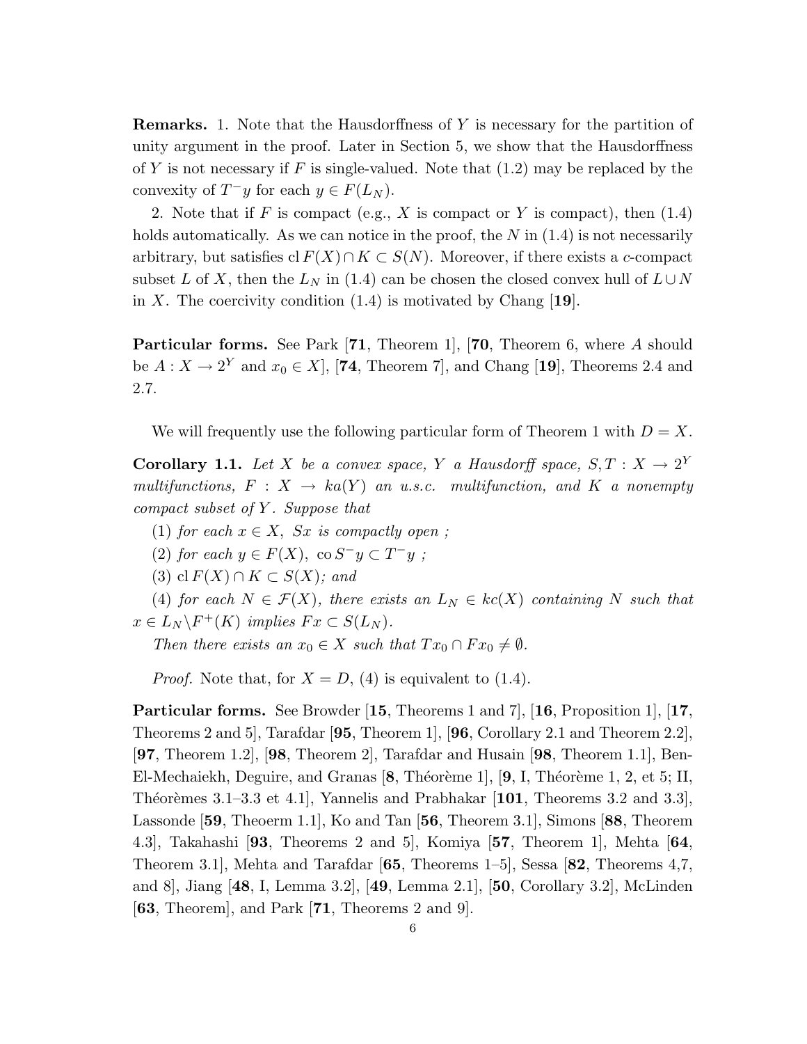**Remarks.** 1. Note that the Hausdorffness of $Y$ is necessary for the partition of unity argument in the proof. Later in Section 5, we show that the Hausdorffness of $Y$ is not necessary if $F$ is single-valued. Note that (1.2) may be replaced by the convexity of $T^{-}y$ for each $y \in F(L_N)$.

2. Note that if $F$ is compact (e.g., $X$ is compact or $Y$ is compact), then (1.4) holds automatically. As we can notice in the proof, the $N$ in (1.4) is not necessarily arbitrary, but satisfies $\operatorname{cl} F(X) \cap K \subset S(N)$. Moreover, if there exists a $c$-compact subset $L$ of $X$, then the $L_N$ in (1.4) can be chosen the closed convex hull of $L \cup N$ in $X$. The coercivity condition (1.4) is motivated by Chang [**19**].

**Particular forms.** See Park [**71**, Theorem 1], [**70**, Theorem 6, where $A$ should be $A : X \to 2^Y$ and $x_0 \in X$], [**74**, Theorem 7], and Chang [**19**], Theorems 2.4 and 2.7.

We will frequently use the following particular form of Theorem 1 with $D = X$.

**Corollary 1.1.** *Let $X$ be a convex space, $Y$ a Hausdorff space, $S, T : X \to 2^Y$ multifunctions, $F : X \to ka(Y)$ an u.s.c. multifunction, and $K$ a nonempty compact subset of $Y$. Suppose that*

(1) *for each $x \in X$, $Sx$ is compactly open ;*

(2) *for each $y \in F(X)$, $\operatorname{co} S^{-}y \subset T^{-}y$ ;*

(3) *$\operatorname{cl} F(X) \cap K \subset S(X)$; and*

(4) *for each $N \in \mathcal{F}(X)$, there exists an $L_N \in kc(X)$ containing $N$ such that $x \in L_N \backslash F^{+}(K)$ implies $Fx \subset S(L_N)$.*

*Then there exists an $x_0 \in X$ such that $Tx_0 \cap Fx_0 \neq \emptyset$.*

*Proof.* Note that, for $X = D$, (4) is equivalent to (1.4).

**Particular forms.** See Browder [**15**, Theorems 1 and 7], [**16**, Proposition 1], [**17**, Theorems 2 and 5], Tarafdar [**95**, Theorem 1], [**96**, Corollary 2.1 and Theorem 2.2], [**97**, Theorem 1.2], [**98**, Theorem 2], Tarafdar and Husain [**98**, Theorem 1.1], Ben-El-Mechaiekh, Deguire, and Granas [**8**, Théorème 1], [**9**, I, Théorème 1, 2, et 5; II, Théorèmes 3.1–3.3 et 4.1], Yannelis and Prabhakar [**101**, Theorems 3.2 and 3.3], Lassonde [**59**, Theoerm 1.1], Ko and Tan [**56**, Theorem 3.1], Simons [**88**, Theorem 4.3], Takahashi [**93**, Theorems 2 and 5], Komiya [**57**, Theorem 1], Mehta [**64**, Theorem 3.1], Mehta and Tarafdar [**65**, Theorems 1–5], Sessa [**82**, Theorems 4,7, and 8], Jiang [**48**, I, Lemma 3.2], [**49**, Lemma 2.1], [**50**, Corollary 3.2], McLinden [**63**, Theorem], and Park [**71**, Theorems 2 and 9].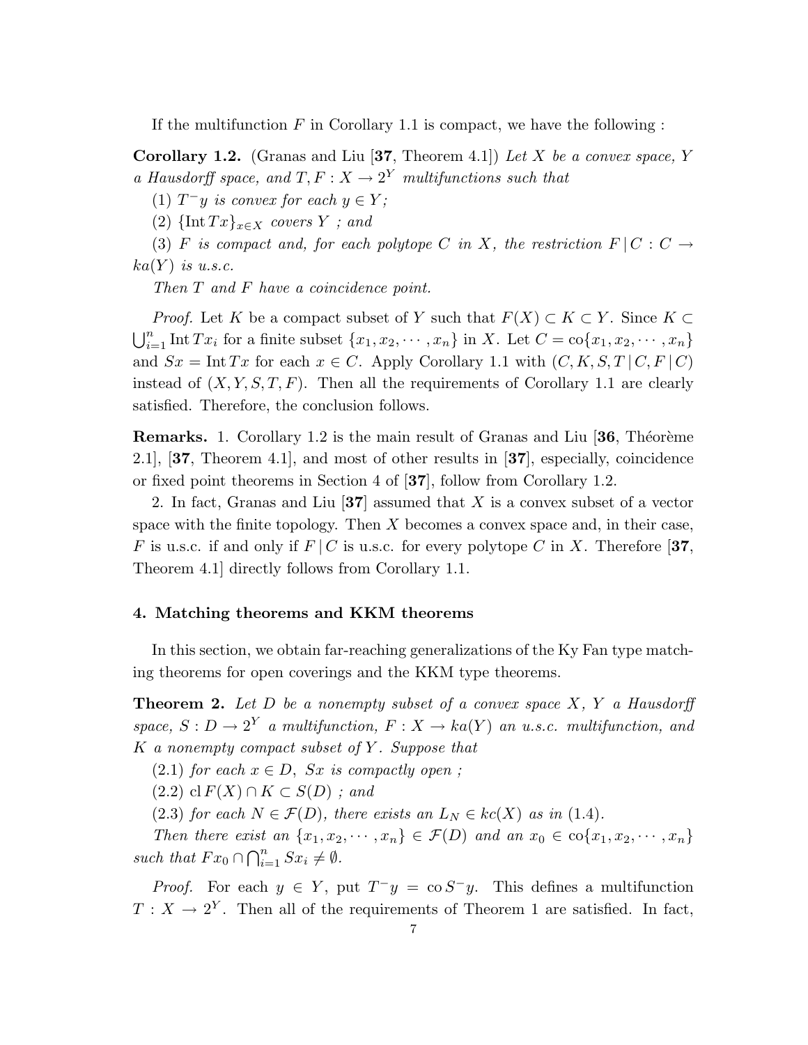If the multifunction $F$ in Corollary 1.1 is compact, we have the following :

**Corollary 1.2.** (Granas and Liu [**37**, Theorem 4.1]) *Let $X$ be a convex space, $Y$ a Hausdorff space, and $T, F : X \to 2^Y$ multifunctions such that*

*(1) $T^{-}y$ is convex for each $y \in Y$;*

*(2) $\{\operatorname{Int} Tx\}_{x \in X}$ covers $Y$ ; and*

*(3) $F$ is compact and, for each polytope $C$ in $X$, the restriction $F \,|\, C : C \to ka(Y)$ is u.s.c.*

*Then $T$ and $F$ have a coincidence point.*

*Proof.* Let $K$ be a compact subset of $Y$ such that $F(X) \subset K \subset Y$. Since $K \subset \bigcup_{i=1}^{n} \operatorname{Int} Tx_i$ for a finite subset $\{x_1, x_2, \cdots, x_n\}$ in $X$. Let $C = \operatorname{co}\{x_1, x_2, \cdots, x_n\}$ and $Sx = \operatorname{Int} Tx$ for each $x \in C$. Apply Corollary 1.1 with $(C, K, S, T \,|\, C, F \,|\, C)$ instead of $(X, Y, S, T, F)$. Then all the requirements of Corollary 1.1 are clearly satisfied. Therefore, the conclusion follows.

**Remarks.** 1. Corollary 1.2 is the main result of Granas and Liu [**36**, Théorème 2.1], [**37**, Theorem 4.1], and most of other results in [**37**], especially, coincidence or fixed point theorems in Section 4 of [**37**], follow from Corollary 1.2.

2. In fact, Granas and Liu [**37**] assumed that $X$ is a convex subset of a vector space with the finite topology. Then $X$ becomes a convex space and, in their case, $F$ is u.s.c. if and only if $F \,|\, C$ is u.s.c. for every polytope $C$ in $X$. Therefore [**37**, Theorem 4.1] directly follows from Corollary 1.1.

## 4. Matching theorems and KKM theorems

In this section, we obtain far-reaching generalizations of the Ky Fan type matching theorems for open coverings and the KKM type theorems.

**Theorem 2.** *Let $D$ be a nonempty subset of a convex space $X$, $Y$ a Hausdorff space, $S : D \to 2^Y$ a multifunction, $F : X \to ka(Y)$ an u.s.c. multifunction, and $K$ a nonempty compact subset of $Y$. Suppose that*

*(2.1) for each $x \in D$, $Sx$ is compactly open ;*

*(2.2) $\operatorname{cl} F(X) \cap K \subset S(D)$ ; and*

*(2.3) for each $N \in \mathcal{F}(D)$, there exists an $L_N \in kc(X)$ as in (1.4).*

*Then there exist an $\{x_1, x_2, \cdots, x_n\} \in \mathcal{F}(D)$ and an $x_0 \in \operatorname{co}\{x_1, x_2, \cdots, x_n\}$ such that $Fx_0 \cap \bigcap_{i=1}^{n} Sx_i \neq \emptyset$.*

*Proof.* For each $y \in Y$, put $T^{-}y = \operatorname{co} S^{-}y$. This defines a multifunction $T : X \to 2^Y$. Then all of the requirements of Theorem 1 are satisfied. In fact,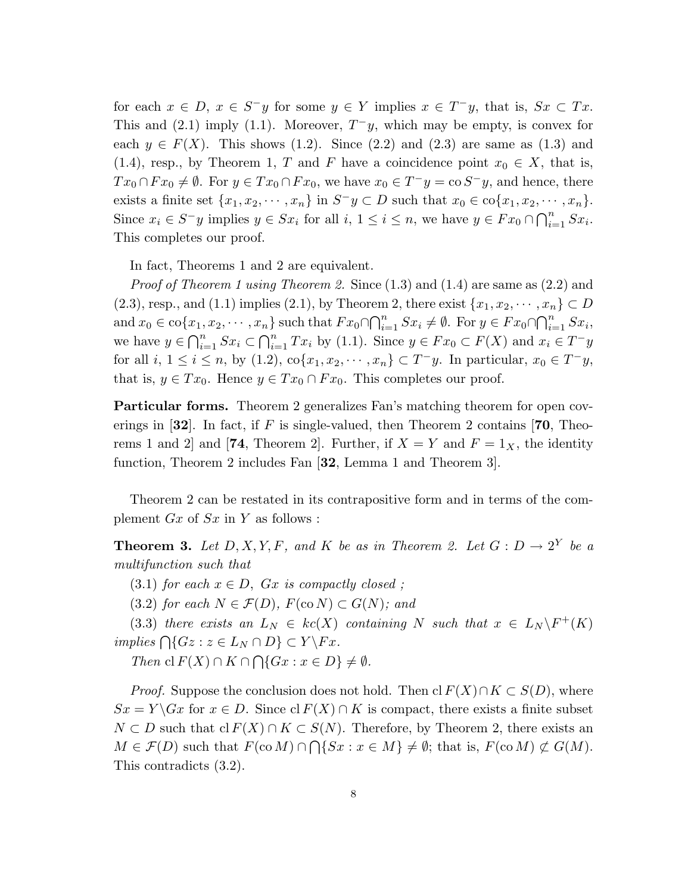for each $x \in D$, $x \in S^- y$ for some $y \in Y$ implies $x \in T^- y$, that is, $Sx \subset Tx$. This and (2.1) imply (1.1). Moreover, $T^- y$, which may be empty, is convex for each $y \in F(X)$. This shows (1.2). Since (2.2) and (2.3) are same as (1.3) and (1.4), resp., by Theorem 1, $T$ and $F$ have a coincidence point $x_0 \in X$, that is, $Tx_0 \cap Fx_0 \neq \emptyset$. For $y \in Tx_0 \cap Fx_0$, we have $x_0 \in T^- y = \operatorname{co} S^- y$, and hence, there exists a finite set $\{x_1, x_2, \cdots, x_n\}$ in $S^- y \subset D$ such that $x_0 \in \operatorname{co}\{x_1, x_2, \cdots, x_n\}$. Since $x_i \in S^- y$ implies $y \in Sx_i$ for all $i$, $1 \leq i \leq n$, we have $y \in Fx_0 \cap \bigcap_{i=1}^n Sx_i$. This completes our proof.

In fact, Theorems 1 and 2 are equivalent.

*Proof of Theorem 1 using Theorem 2.* Since (1.3) and (1.4) are same as (2.2) and (2.3), resp., and (1.1) implies (2.1), by Theorem 2, there exist $\{x_1, x_2, \cdots, x_n\} \subset D$ and $x_0 \in \operatorname{co}\{x_1, x_2, \cdots, x_n\}$ such that $Fx_0 \cap \bigcap_{i=1}^n Sx_i \neq \emptyset$. For $y \in Fx_0 \cap \bigcap_{i=1}^n Sx_i$, we have $y \in \bigcap_{i=1}^n Sx_i \subset \bigcap_{i=1}^n Tx_i$ by (1.1). Since $y \in Fx_0 \subset F(X)$ and $x_i \in T^- y$ for all $i$, $1 \leq i \leq n$, by (1.2), $\operatorname{co}\{x_1, x_2, \cdots, x_n\} \subset T^- y$. In particular, $x_0 \in T^- y$, that is, $y \in Tx_0$. Hence $y \in Tx_0 \cap Fx_0$. This completes our proof.

**Particular forms.** Theorem 2 generalizes Fan's matching theorem for open coverings in [**32**]. In fact, if $F$ is single-valued, then Theorem 2 contains [**70**, Theorems 1 and 2] and [**74**, Theorem 2]. Further, if $X = Y$ and $F = 1_X$, the identity function, Theorem 2 includes Fan [**32**, Lemma 1 and Theorem 3].

Theorem 2 can be restated in its contrapositive form and in terms of the complement $Gx$ of $Sx$ in $Y$ as follows :

**Theorem 3.** *Let $D, X, Y, F$, and $K$ be as in Theorem 2. Let $G : D \to 2^Y$ be a multifunction such that*

(3.1) *for each $x \in D$, $Gx$ is compactly closed ;*

(3.2) *for each $N \in \mathcal{F}(D)$, $F(\operatorname{co} N) \subset G(N)$; and*

(3.3) *there exists an $L_N \in kc(X)$ containing $N$ such that $x \in L_N \backslash F^+(K)$ implies $\bigcap\{Gz : z \in L_N \cap D\} \subset Y \backslash Fx$.*

*Then* $\operatorname{cl} F(X) \cap K \cap \bigcap\{Gx : x \in D\} \neq \emptyset$.

*Proof.* Suppose the conclusion does not hold. Then $\operatorname{cl} F(X) \cap K \subset S(D)$, where $Sx = Y \backslash Gx$ for $x \in D$. Since $\operatorname{cl} F(X) \cap K$ is compact, there exists a finite subset $N \subset D$ such that $\operatorname{cl} F(X) \cap K \subset S(N)$. Therefore, by Theorem 2, there exists an $M \in \mathcal{F}(D)$ such that $F(\operatorname{co} M) \cap \bigcap\{Sx : x \in M\} \neq \emptyset$; that is, $F(\operatorname{co} M) \not\subset G(M)$. This contradicts (3.2).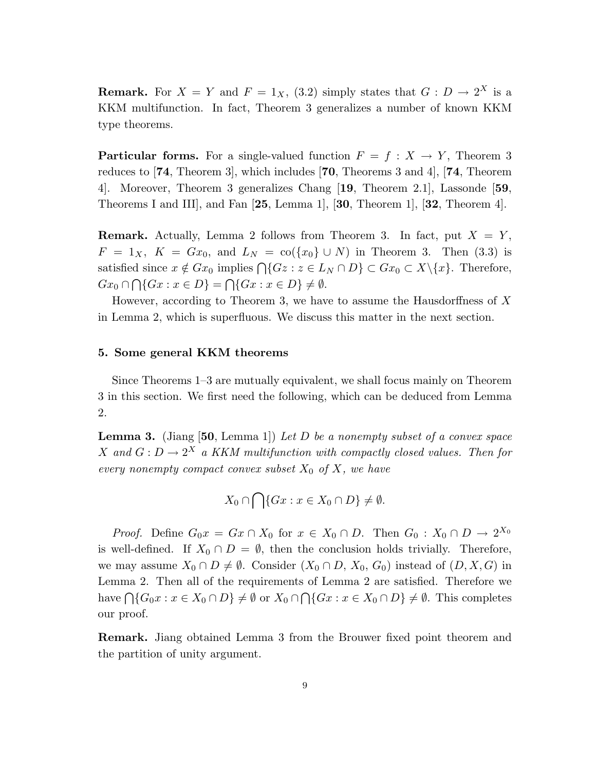**Remark.** For $X = Y$ and $F = 1_X$, (3.2) simply states that $G : D \to 2^X$ is a KKM multifunction. In fact, Theorem 3 generalizes a number of known KKM type theorems.

**Particular forms.** For a single-valued function $F = f : X \to Y$, Theorem 3 reduces to [**74**, Theorem 3], which includes [**70**, Theorems 3 and 4], [**74**, Theorem 4]. Moreover, Theorem 3 generalizes Chang [**19**, Theorem 2.1], Lassonde [**59**, Theorems I and III], and Fan [**25**, Lemma 1], [**30**, Theorem 1], [**32**, Theorem 4].

**Remark.** Actually, Lemma 2 follows from Theorem 3. In fact, put $X = Y$, $F = 1_X$, $K = Gx_0$, and $L_N = \mathrm{co}(\{x_0\} \cup N)$ in Theorem 3. Then (3.3) is satisfied since $x \notin Gx_0$ implies $\bigcap\{Gz : z \in L_N \cap D\} \subset Gx_0 \subset X \backslash \{x\}$. Therefore, $Gx_0 \cap \bigcap\{Gx : x \in D\} = \bigcap\{Gx : x \in D\} \neq \emptyset$.

However, according to Theorem 3, we have to assume the Hausdorffness of $X$ in Lemma 2, which is superfluous. We discuss this matter in the next section.

## 5. Some general KKM theorems

Since Theorems 1–3 are mutually equivalent, we shall focus mainly on Theorem 3 in this section. We first need the following, which can be deduced from Lemma 2.

**Lemma 3.** (Jiang [**50**, Lemma 1]) *Let $D$ be a nonempty subset of a convex space $X$ and $G : D \to 2^X$ a KKM multifunction with compactly closed values. Then for every nonempty compact convex subset $X_0$ of $X$, we have*

$$X_0 \cap \bigcap\{Gx : x \in X_0 \cap D\} \neq \emptyset.$$

*Proof.* Define $G_0 x = Gx \cap X_0$ for $x \in X_0 \cap D$. Then $G_0 : X_0 \cap D \to 2^{X_0}$ is well-defined. If $X_0 \cap D = \emptyset$, then the conclusion holds trivially. Therefore, we may assume $X_0 \cap D \neq \emptyset$. Consider $(X_0 \cap D,\, X_0,\, G_0)$ instead of $(D, X, G)$ in Lemma 2. Then all of the requirements of Lemma 2 are satisfied. Therefore we have $\bigcap\{G_0 x : x \in X_0 \cap D\} \neq \emptyset$ or $X_0 \cap \bigcap\{Gx : x \in X_0 \cap D\} \neq \emptyset$. This completes our proof.

**Remark.** Jiang obtained Lemma 3 from the Brouwer fixed point theorem and the partition of unity argument.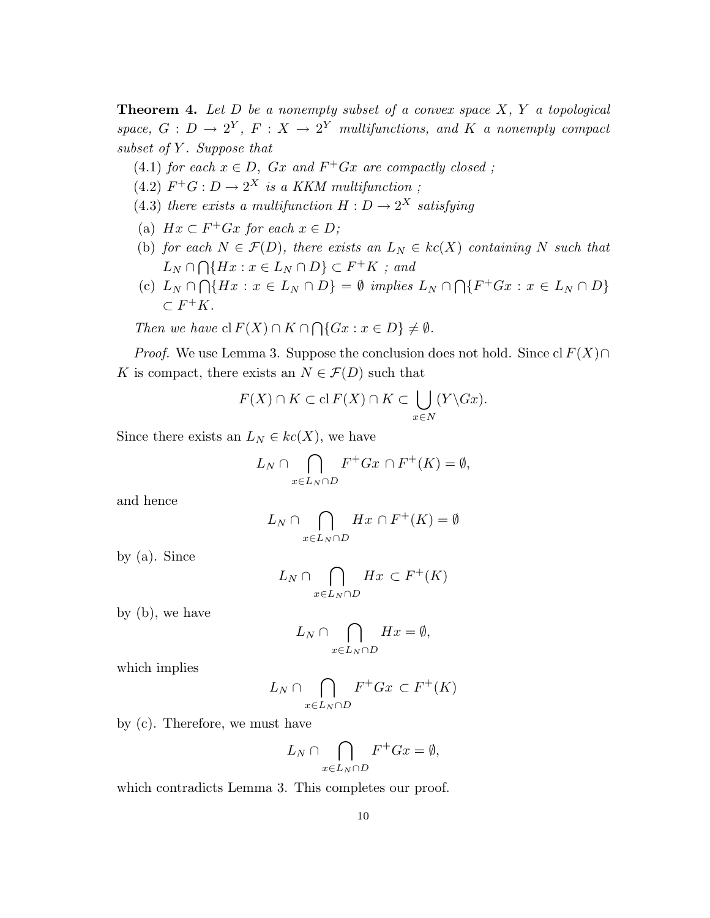**Theorem 4.** *Let $D$ be a nonempty subset of a convex space $X$, $Y$ a topological space, $G : D \to 2^Y$, $F : X \to 2^Y$ multifunctions, and $K$ a nonempty compact subset of $Y$. Suppose that*

(4.1) *for each $x \in D$, $Gx$ and $F^+Gx$ are compactly closed ;*

(4.2) *$F^+G : D \to 2^X$ is a KKM multifunction ;*

(4.3) *there exists a multifunction $H : D \to 2^X$ satisfying*

(a) *$Hx \subset F^+Gx$ for each $x \in D$;*

(b) *for each $N \in \mathcal{F}(D)$, there exists an $L_N \in kc(X)$ containing $N$ such that $L_N \cap \bigcap\{Hx : x \in L_N \cap D\} \subset F^+K$ ; and*

(c) *$L_N \cap \bigcap\{Hx : x \in L_N \cap D\} = \emptyset$ implies $L_N \cap \bigcap\{F^+Gx : x \in L_N \cap D\} \subset F^+K$.*

*Then we have* $\mathrm{cl}\, F(X) \cap K \cap \bigcap\{Gx : x \in D\} \neq \emptyset$.

*Proof.* We use Lemma 3. Suppose the conclusion does not hold. Since $\mathrm{cl}\, F(X) \cap K$ is compact, there exists an $N \in \mathcal{F}(D)$ such that

$$F(X) \cap K \subset \mathrm{cl}\, F(X) \cap K \subset \bigcup_{x \in N} (Y \backslash Gx).$$

Since there exists an $L_N \in kc(X)$, we have

$$L_N \cap \bigcap_{x \in L_N \cap D} F^+Gx \cap F^+(K) = \emptyset,$$

and hence

$$L_N \cap \bigcap_{x \in L_N \cap D} Hx \cap F^+(K) = \emptyset$$

by (a). Since

$$L_N \cap \bigcap_{x \in L_N \cap D} Hx \subset F^+(K)$$

by (b), we have

$$L_N \cap \bigcap_{x \in L_N \cap D} Hx = \emptyset,$$

which implies

$$L_N \cap \bigcap_{x \in L_N \cap D} F^+Gx \subset F^+(K)$$

by (c). Therefore, we must have

$$L_N \cap \bigcap_{x \in L_N \cap D} F^+Gx = \emptyset,$$

which contradicts Lemma 3. This completes our proof.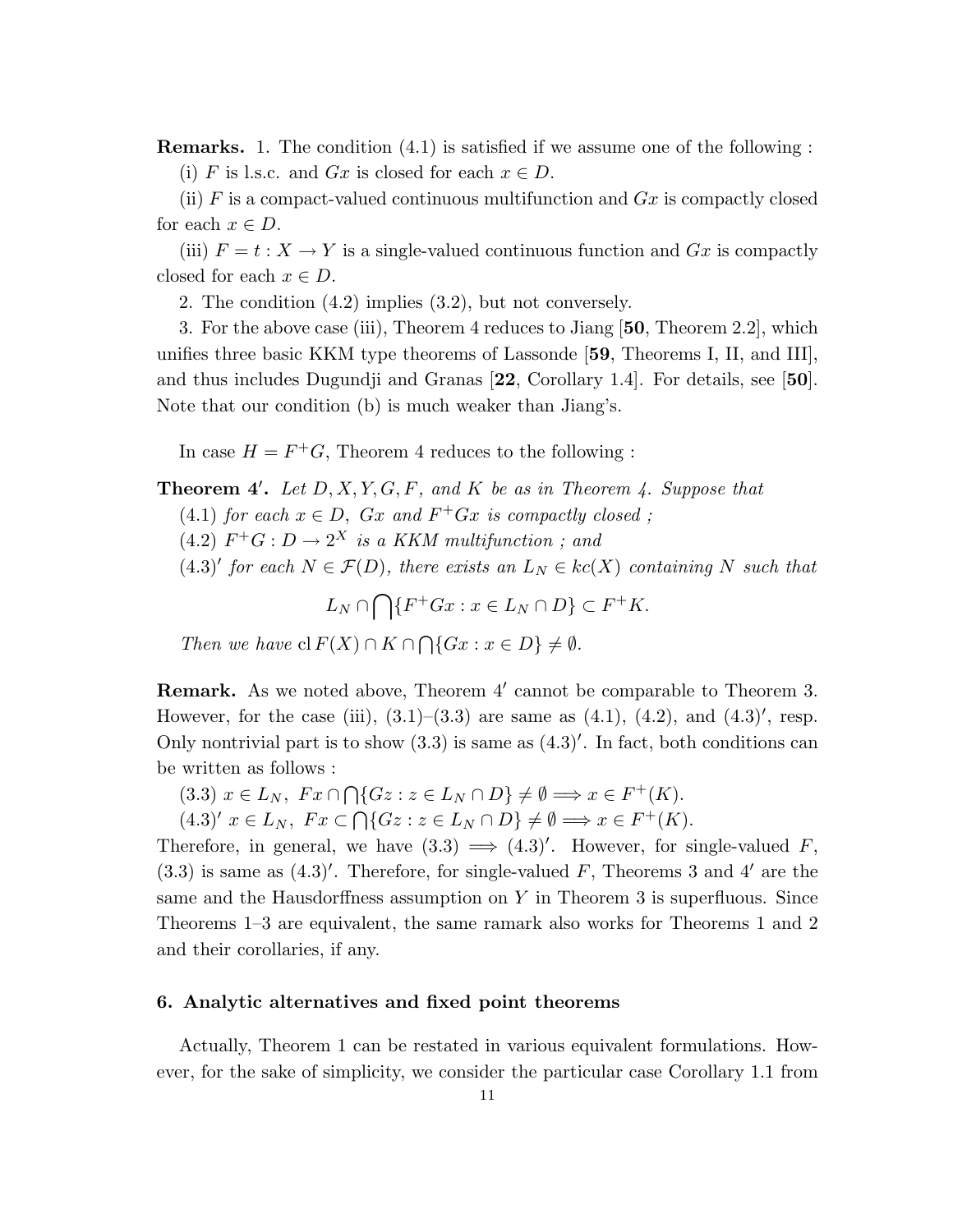**Remarks.** 1. The condition (4.1) is satisfied if we assume one of the following :

(i) $F$ is l.s.c. and $Gx$ is closed for each $x \in D$.

(ii) $F$ is a compact-valued continuous multifunction and $Gx$ is compactly closed for each $x \in D$.

(iii) $F = t : X \to Y$ is a single-valued continuous function and $Gx$ is compactly closed for each $x \in D$.

2. The condition (4.2) implies (3.2), but not conversely.

3. For the above case (iii), Theorem 4 reduces to Jiang [**50**, Theorem 2.2], which unifies three basic KKM type theorems of Lassonde [**59**, Theorems I, II, and III], and thus includes Dugundji and Granas [**22**, Corollary 1.4]. For details, see [**50**]. Note that our condition (b) is much weaker than Jiang's.

In case $H = F^+G$, Theorem 4 reduces to the following :

**Theorem 4′.** *Let $D, X, Y, G, F$, and $K$ be as in Theorem 4. Suppose that*

(4.1) *for each $x \in D$, $Gx$ and $F^+Gx$ is compactly closed ;*

(4.2) *$F^+G : D \to 2^X$ is a KKM multifunction ; and*

(4.3)′ *for each $N \in \mathcal{F}(D)$, there exists an $L_N \in kc(X)$ containing $N$ such that*

$$L_N \cap \bigcap\{F^+Gx : x \in L_N \cap D\} \subset F^+K.$$

*Then we have* $\operatorname{cl} F(X) \cap K \cap \bigcap\{Gx : x \in D\} \neq \emptyset$.

**Remark.** As we noted above, Theorem 4′ cannot be comparable to Theorem 3. However, for the case (iii), (3.1)–(3.3) are same as (4.1), (4.2), and (4.3)′, resp. Only nontrivial part is to show (3.3) is same as (4.3)′. In fact, both conditions can be written as follows :

(3.3) $x \in L_N,\ Fx \cap \bigcap\{Gz : z \in L_N \cap D\} \neq \emptyset \Longrightarrow x \in F^+(K)$.

(4.3)′ $x \in L_N,\ Fx \subset \bigcap\{Gz : z \in L_N \cap D\} \neq \emptyset \Longrightarrow x \in F^+(K)$.

Therefore, in general, we have (3.3) $\Longrightarrow$ (4.3)′. However, for single-valued $F$, (3.3) is same as (4.3)′. Therefore, for single-valued $F$, Theorems 3 and 4′ are the same and the Hausdorffness assumption on $Y$ in Theorem 3 is superfluous. Since Theorems 1–3 are equivalent, the same ramark also works for Theorems 1 and 2 and their corollaries, if any.

## 6. Analytic alternatives and fixed point theorems

Actually, Theorem 1 can be restated in various equivalent formulations. However, for the sake of simplicity, we consider the particular case Corollary 1.1 from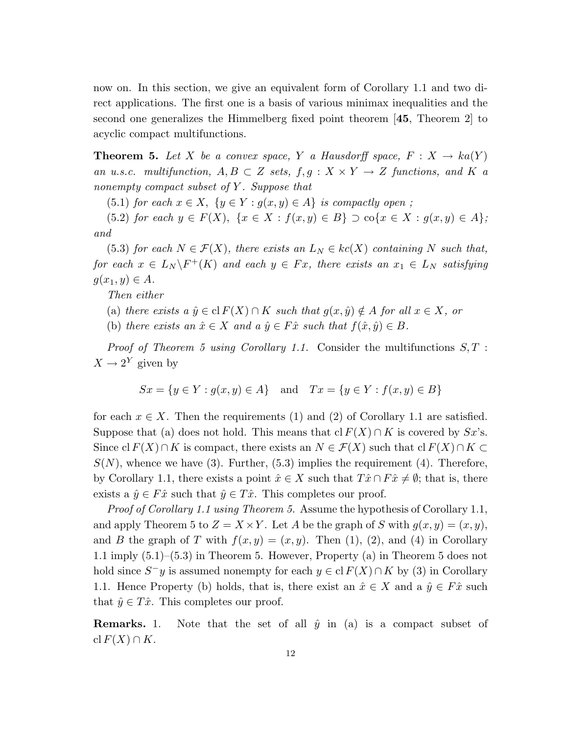now on. In this section, we give an equivalent form of Corollary 1.1 and two direct applications. The first one is a basis of various minimax inequalities and the second one generalizes the Himmelberg fixed point theorem [**45**, Theorem 2] to acyclic compact multifunctions.

**Theorem 5.** *Let $X$ be a convex space, $Y$ a Hausdorff space, $F : X \to ka(Y)$ an u.s.c. multifunction, $A, B \subset Z$ sets, $f, g : X \times Y \to Z$ functions, and $K$ a nonempty compact subset of $Y$. Suppose that*

(5.1) *for each $x \in X$, $\{y \in Y : g(x, y) \in A\}$ is compactly open ;*

(5.2) *for each $y \in F(X)$, $\{x \in X : f(x, y) \in B\} \supset \mathrm{co}\{x \in X : g(x, y) \in A\}$; and*

(5.3) *for each $N \in \mathcal{F}(X)$, there exists an $L_N \in kc(X)$ containing $N$ such that, for each $x \in L_N \backslash F^+(K)$ and each $y \in Fx$, there exists an $x_1 \in L_N$ satisfying $g(x_1, y) \in A$.*

*Then either*

(a) *there exists a $\hat{y} \in \mathrm{cl}\, F(X) \cap K$ such that $g(x, \hat{y}) \notin A$ for all $x \in X$, or*

(b) *there exists an $\hat{x} \in X$ and a $\hat{y} \in F\hat{x}$ such that $f(\hat{x}, \hat{y}) \in B$.*

*Proof of Theorem 5 using Corollary 1.1.* Consider the multifunctions $S, T : X \to 2^Y$ given by

$$Sx = \{y \in Y : g(x, y) \in A\} \quad \text{and} \quad Tx = \{y \in Y : f(x, y) \in B\}$$

for each $x \in X$. Then the requirements (1) and (2) of Corollary 1.1 are satisfied. Suppose that (a) does not hold. This means that $\mathrm{cl}\, F(X) \cap K$ is covered by $Sx$'s. Since $\mathrm{cl}\, F(X) \cap K$ is compact, there exists an $N \in \mathcal{F}(X)$ such that $\mathrm{cl}\, F(X) \cap K \subset S(N)$, whence we have (3). Further, (5.3) implies the requirement (4). Therefore, by Corollary 1.1, there exists a point $\hat{x} \in X$ such that $T\hat{x} \cap F\hat{x} \neq \emptyset$; that is, there exists a $\hat{y} \in F\hat{x}$ such that $\hat{y} \in T\hat{x}$. This completes our proof.

*Proof of Corollary 1.1 using Theorem 5.* Assume the hypothesis of Corollary 1.1, and apply Theorem 5 to $Z = X \times Y$. Let $A$ be the graph of $S$ with $g(x, y) = (x, y)$, and $B$ the graph of $T$ with $f(x, y) = (x, y)$. Then (1), (2), and (4) in Corollary 1.1 imply (5.1)–(5.3) in Theorem 5. However, Property (a) in Theorem 5 does not hold since $S^- y$ is assumed nonempty for each $y \in \mathrm{cl}\, F(X) \cap K$ by (3) in Corollary 1.1. Hence Property (b) holds, that is, there exist an $\hat{x} \in X$ and a $\hat{y} \in F\hat{x}$ such that $\hat{y} \in T\hat{x}$. This completes our proof.

**Remarks.** 1. Note that the set of all $\hat{y}$ in (a) is a compact subset of $\mathrm{cl}\, F(X) \cap K$.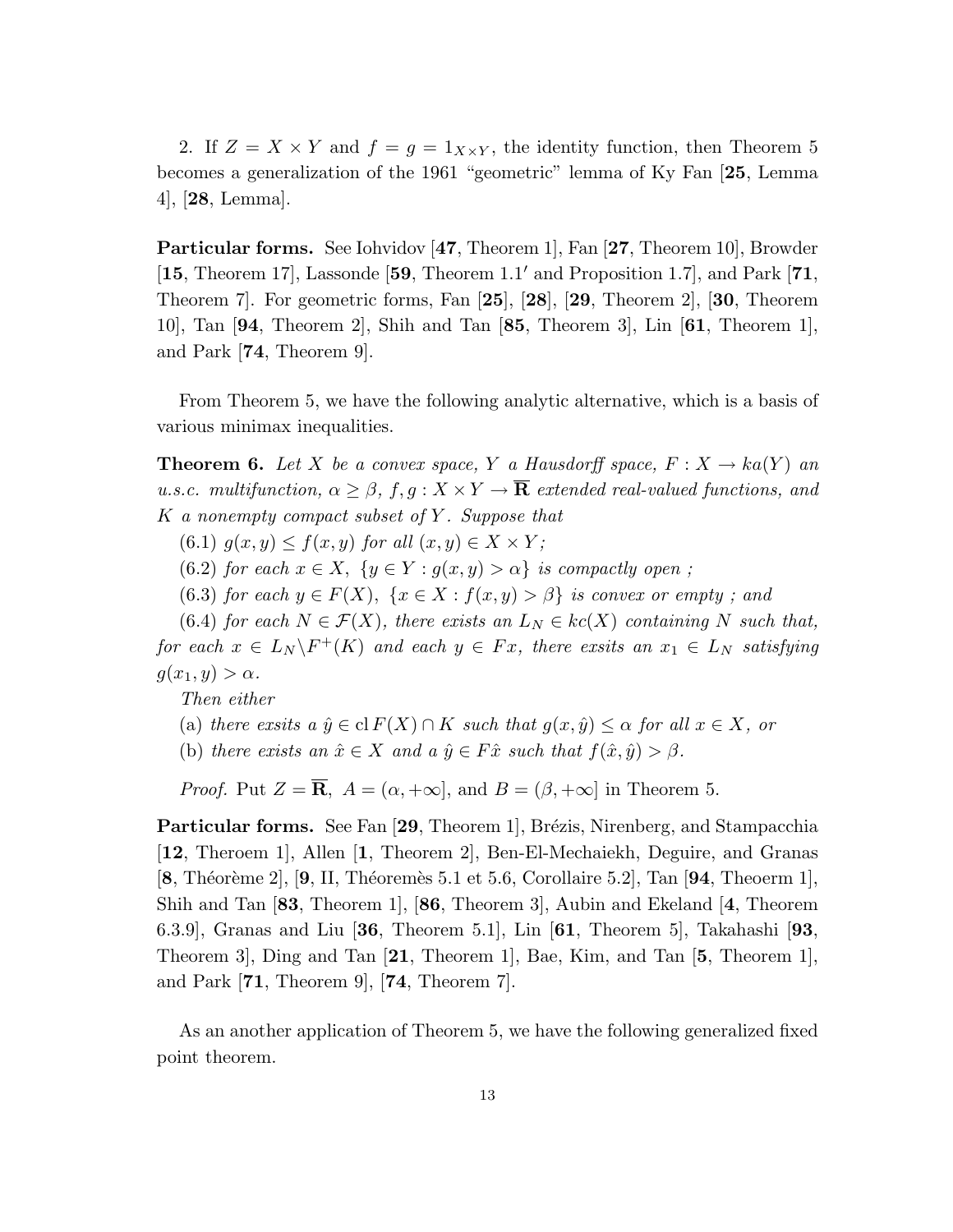2. If $Z = X \times Y$ and $f = g = 1_{X\times Y}$, the identity function, then Theorem 5 becomes a generalization of the 1961 "geometric" lemma of Ky Fan [**25**, Lemma 4], [**28**, Lemma].

**Particular forms.** See Iohvidov [**47**, Theorem 1], Fan [**27**, Theorem 10], Browder [**15**, Theorem 17], Lassonde [**59**, Theorem 1.1′ and Proposition 1.7], and Park [**71**, Theorem 7]. For geometric forms, Fan [**25**], [**28**], [**29**, Theorem 2], [**30**, Theorem 10], Tan [**94**, Theorem 2], Shih and Tan [**85**, Theorem 3], Lin [**61**, Theorem 1], and Park [**74**, Theorem 9].

From Theorem 5, we have the following analytic alternative, which is a basis of various minimax inequalities.

**Theorem 6.** *Let $X$ be a convex space, $Y$ a Hausdorff space, $F : X \to ka(Y)$ an u.s.c. multifunction, $\alpha \geq \beta$, $f, g : X \times Y \to \overline{\mathbf{R}}$ extended real-valued functions, and $K$ a nonempty compact subset of $Y$. Suppose that*

*(6.1) $g(x, y) \leq f(x, y)$ for all $(x, y) \in X \times Y$;*

*(6.2) for each $x \in X$, $\{y \in Y : g(x, y) > \alpha\}$ is compactly open ;*

*(6.3) for each $y \in F(X)$, $\{x \in X : f(x, y) > \beta\}$ is convex or empty ; and*

*(6.4) for each $N \in \mathcal{F}(X)$, there exists an $L_N \in kc(X)$ containing $N$ such that, for each $x \in L_N \backslash F^+(K)$ and each $y \in Fx$, there exsits an $x_1 \in L_N$ satisfying $g(x_1, y) > \alpha$.*

*Then either*

*(a) there exsits a $\hat{y} \in \operatorname{cl} F(X) \cap K$ such that $g(x, \hat{y}) \leq \alpha$ for all $x \in X$, or*

*(b) there exists an $\hat{x} \in X$ and a $\hat{y} \in F\hat{x}$ such that $f(\hat{x}, \hat{y}) > \beta$.*

*Proof.* Put $Z = \overline{\mathbf{R}}$, $A = (\alpha, +\infty]$, and $B = (\beta, +\infty]$ in Theorem 5.

**Particular forms.** See Fan [**29**, Theorem 1], Brézis, Nirenberg, and Stampacchia [**12**, Theroem 1], Allen [**1**, Theorem 2], Ben-El-Mechaiekh, Deguire, and Granas [**8**, Théorème 2], [**9**, II, Théoremès 5.1 et 5.6, Corollaire 5.2], Tan [**94**, Theoerm 1], Shih and Tan [**83**, Theorem 1], [**86**, Theorem 3], Aubin and Ekeland [**4**, Theorem 6.3.9], Granas and Liu [**36**, Theorem 5.1], Lin [**61**, Theorem 5], Takahashi [**93**, Theorem 3], Ding and Tan [**21**, Theorem 1], Bae, Kim, and Tan [**5**, Theorem 1], and Park [**71**, Theorem 9], [**74**, Theorem 7].

As an another application of Theorem 5, we have the following generalized fixed point theorem.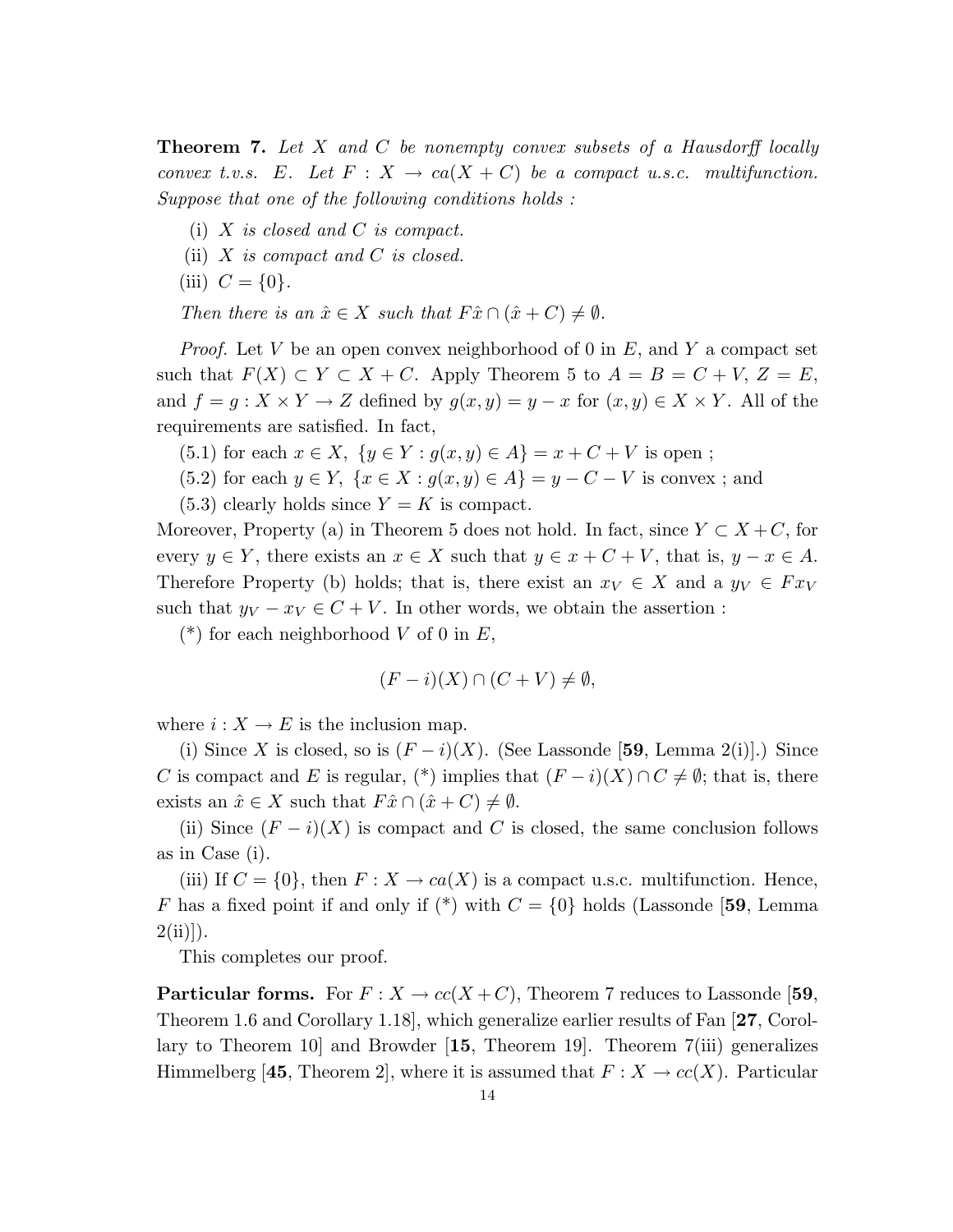**Theorem 7.** *Let $X$ and $C$ be nonempty convex subsets of a Hausdorff locally convex t.v.s. $E$. Let $F : X \to ca(X + C)$ be a compact u.s.c. multifunction. Suppose that one of the following conditions holds :*

(i) *$X$ is closed and $C$ is compact.*

(ii) *$X$ is compact and $C$ is closed.*

(iii) *$C = \{0\}$.*

*Then there is an $\hat{x} \in X$ such that $F\hat{x} \cap (\hat{x} + C) \neq \emptyset$.*

*Proof.* Let $V$ be an open convex neighborhood of 0 in $E$, and $Y$ a compact set such that $F(X) \subset Y \subset X + C$. Apply Theorem 5 to $A = B = C + V$, $Z = E$, and $f = g : X \times Y \to Z$ defined by $g(x, y) = y - x$ for $(x, y) \in X \times Y$. All of the requirements are satisfied. In fact,

(5.1) for each $x \in X$, $\{y \in Y : g(x, y) \in A\} = x + C + V$ is open ;

(5.2) for each $y \in Y$, $\{x \in X : g(x, y) \in A\} = y - C - V$ is convex ; and

(5.3) clearly holds since $Y = K$ is compact.

Moreover, Property (a) in Theorem 5 does not hold. In fact, since $Y \subset X + C$, for every $y \in Y$, there exists an $x \in X$ such that $y \in x + C + V$, that is, $y - x \in A$. Therefore Property (b) holds; that is, there exist an $x_V \in X$ and a $y_V \in Fx_V$ such that $y_V - x_V \in C + V$. In other words, we obtain the assertion :

(\*) for each neighborhood $V$ of 0 in $E$,

$$(F - i)(X) \cap (C + V) \neq \emptyset,$$

where $i : X \to E$ is the inclusion map.

(i) Since $X$ is closed, so is $(F - i)(X)$. (See Lassonde [**59**, Lemma 2(i)].) Since $C$ is compact and $E$ is regular, (\*) implies that $(F - i)(X) \cap C \neq \emptyset$; that is, there exists an $\hat{x} \in X$ such that $F\hat{x} \cap (\hat{x} + C) \neq \emptyset$.

(ii) Since $(F - i)(X)$ is compact and $C$ is closed, the same conclusion follows as in Case (i).

(iii) If $C = \{0\}$, then $F : X \to ca(X)$ is a compact u.s.c. multifunction. Hence, $F$ has a fixed point if and only if (\*) with $C = \{0\}$ holds (Lassonde [**59**, Lemma 2(ii)]).

This completes our proof.

**Particular forms.** For $F : X \to cc(X + C)$, Theorem 7 reduces to Lassonde [**59**, Theorem 1.6 and Corollary 1.18], which generalize earlier results of Fan [**27**, Corollary to Theorem 10] and Browder [**15**, Theorem 19]. Theorem 7(iii) generalizes Himmelberg [**45**, Theorem 2], where it is assumed that $F : X \to cc(X)$. Particular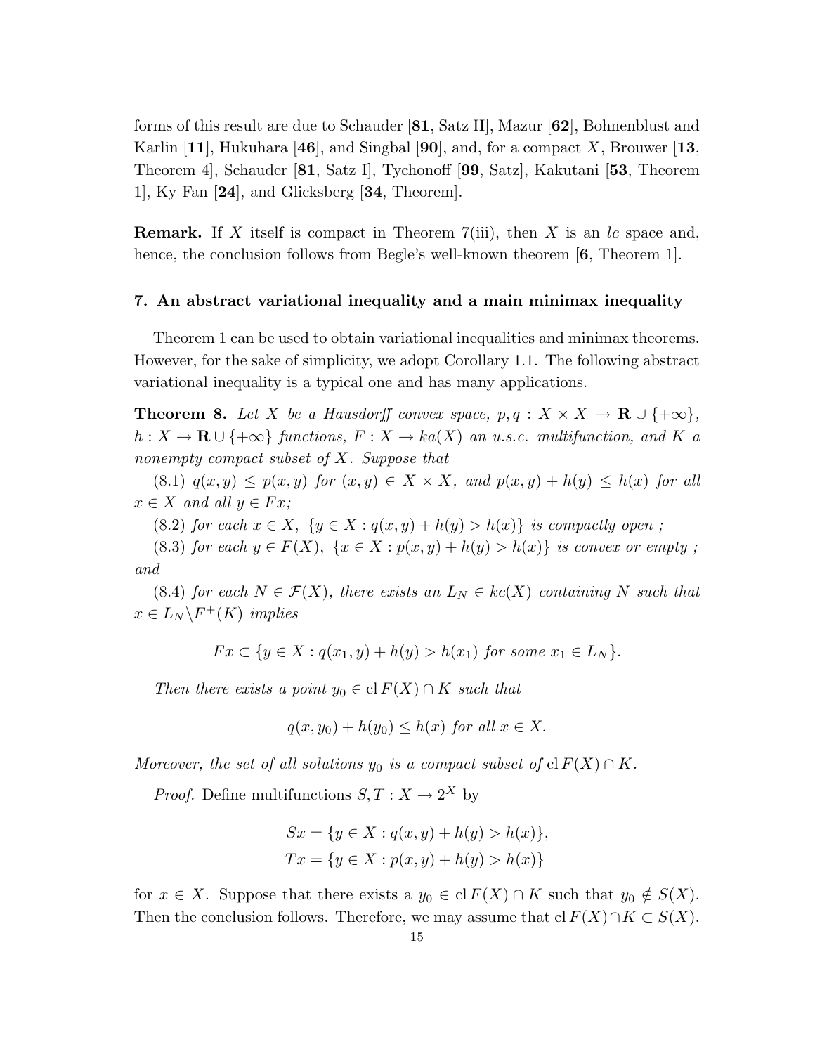forms of this result are due to Schauder [**81**, Satz II], Mazur [**62**], Bohnenblust and Karlin [**11**], Hukuhara [**46**], and Singbal [**90**], and, for a compact $X$, Brouwer [**13**, Theorem 4], Schauder [**81**, Satz I], Tychonoff [**99**, Satz], Kakutani [**53**, Theorem 1], Ky Fan [**24**], and Glicksberg [**34**, Theorem].

**Remark.** If $X$ itself is compact in Theorem 7(iii), then $X$ is an *lc* space and, hence, the conclusion follows from Begle's well-known theorem [**6**, Theorem 1].

## 7. An abstract variational inequality and a main minimax inequality

Theorem 1 can be used to obtain variational inequalities and minimax theorems. However, for the sake of simplicity, we adopt Corollary 1.1. The following abstract variational inequality is a typical one and has many applications.

**Theorem 8.** *Let $X$ be a Hausdorff convex space, $p, q : X \times X \to \mathbf{R} \cup \{+\infty\}$, $h : X \to \mathbf{R} \cup \{+\infty\}$ functions, $F : X \to ka(X)$ an u.s.c. multifunction, and $K$ a nonempty compact subset of $X$. Suppose that*

*(8.1) $q(x, y) \le p(x, y)$ for $(x, y) \in X \times X$, and $p(x, y) + h(y) \le h(x)$ for all $x \in X$ and all $y \in Fx$;*

*(8.2) for each $x \in X$, $\{y \in X : q(x, y) + h(y) > h(x)\}$ is compactly open ;*

*(8.3) for each $y \in F(X)$, $\{x \in X : p(x, y) + h(y) > h(x)\}$ is convex or empty ; and*

*(8.4) for each $N \in \mathcal{F}(X)$, there exists an $L_N \in kc(X)$ containing $N$ such that $x \in L_N \backslash F^+(K)$ implies*

$$Fx \subset \{y \in X : q(x_1, y) + h(y) > h(x_1) \text{ for some } x_1 \in L_N\}.$$

*Then there exists a point $y_0 \in \operatorname{cl} F(X) \cap K$ such that*

$$q(x, y_0) + h(y_0) \le h(x) \text{ for all } x \in X.$$

*Moreover, the set of all solutions $y_0$ is a compact subset of $\operatorname{cl} F(X) \cap K$.*

*Proof.* Define multifunctions $S, T : X \to 2^X$ by

$$Sx = \{y \in X : q(x, y) + h(y) > h(x)\},$$
$$Tx = \{y \in X : p(x, y) + h(y) > h(x)\}$$

for $x \in X$. Suppose that there exists a $y_0 \in \operatorname{cl} F(X) \cap K$ such that $y_0 \notin S(X)$. Then the conclusion follows. Therefore, we may assume that $\operatorname{cl} F(X) \cap K \subset S(X)$.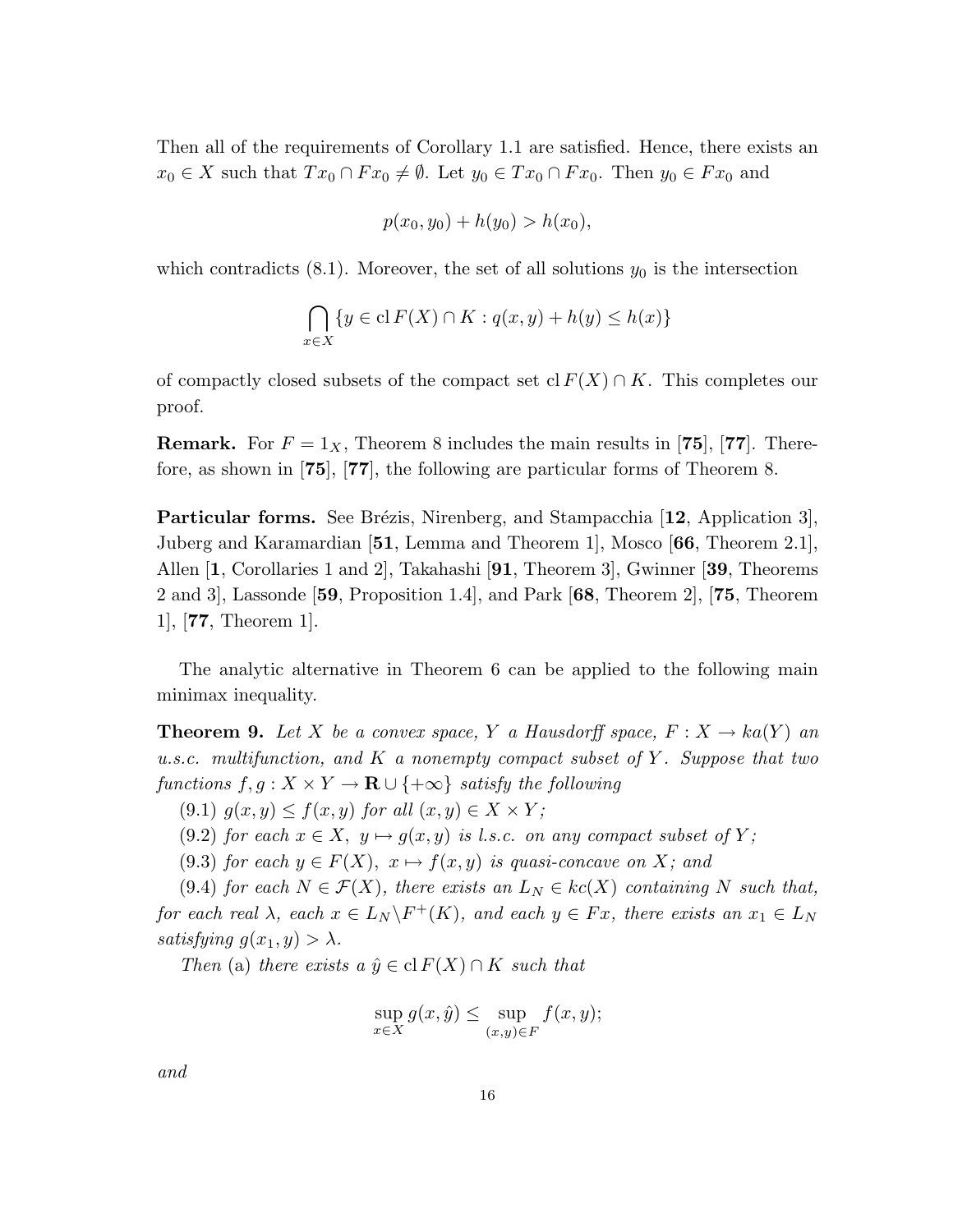Then all of the requirements of Corollary 1.1 are satisfied. Hence, there exists an $x_0 \in X$ such that $Tx_0 \cap Fx_0 \neq \emptyset$. Let $y_0 \in Tx_0 \cap Fx_0$. Then $y_0 \in Fx_0$ and

$$p(x_0, y_0) + h(y_0) > h(x_0),$$

which contradicts (8.1). Moreover, the set of all solutions $y_0$ is the intersection

$$\bigcap_{x \in X} \{y \in \operatorname{cl} F(X) \cap K : q(x, y) + h(y) \leq h(x)\}$$

of compactly closed subsets of the compact set $\operatorname{cl} F(X) \cap K$. This completes our proof.

**Remark.** For $F = 1_X$, Theorem 8 includes the main results in [**75**], [**77**]. Therefore, as shown in [**75**], [**77**], the following are particular forms of Theorem 8.

**Particular forms.** See Brézis, Nirenberg, and Stampacchia [**12**, Application 3], Juberg and Karamardian [**51**, Lemma and Theorem 1], Mosco [**66**, Theorem 2.1], Allen [**1**, Corollaries 1 and 2], Takahashi [**91**, Theorem 3], Gwinner [**39**, Theorems 2 and 3], Lassonde [**59**, Proposition 1.4], and Park [**68**, Theorem 2], [**75**, Theorem 1], [**77**, Theorem 1].

The analytic alternative in Theorem 6 can be applied to the following main minimax inequality.

**Theorem 9.** *Let $X$ be a convex space, $Y$ a Hausdorff space, $F : X \to ka(Y)$ an u.s.c. multifunction, and $K$ a nonempty compact subset of $Y$. Suppose that two functions $f, g : X \times Y \to \mathbf{R} \cup \{+\infty\}$ satisfy the following*

(9.1) *$g(x, y) \leq f(x, y)$ for all $(x, y) \in X \times Y$;*

(9.2) *for each $x \in X$, $y \mapsto g(x, y)$ is l.s.c. on any compact subset of $Y$;*

(9.3) *for each $y \in F(X)$, $x \mapsto f(x, y)$ is quasi-concave on $X$; and*

(9.4) *for each $N \in \mathcal{F}(X)$, there exists an $L_N \in kc(X)$ containing $N$ such that, for each real $\lambda$, each $x \in L_N \backslash F^+(K)$, and each $y \in Fx$, there exists an $x_1 \in L_N$ satisfying $g(x_1, y) > \lambda$.*

*Then* (a) *there exists a $\hat{y} \in \operatorname{cl} F(X) \cap K$ such that*

$$\sup_{x \in X} g(x, \hat{y}) \leq \sup_{(x,y) \in F} f(x, y);$$

*and*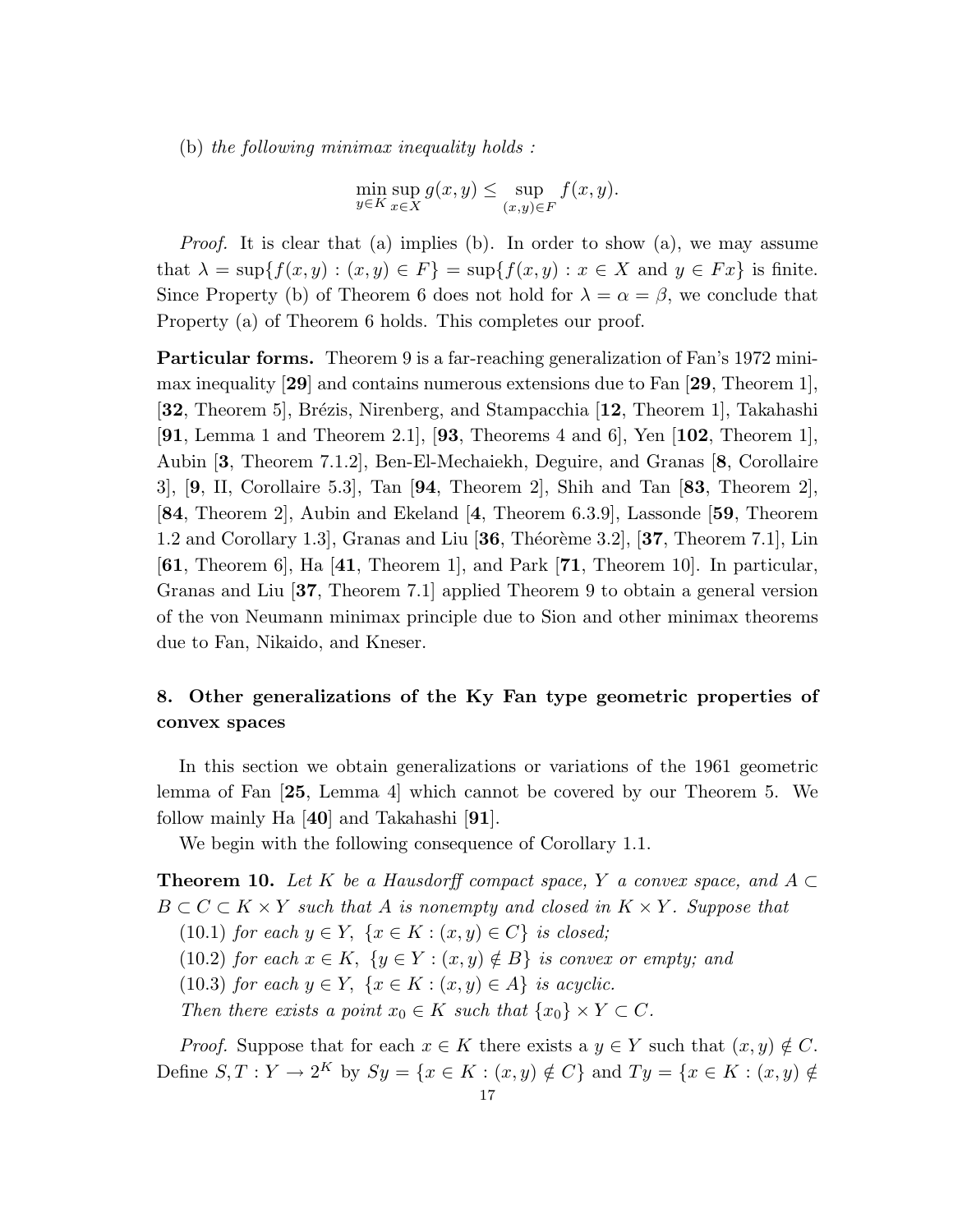(b) *the following minimax inequality holds :*

$$\min_{y \in K} \sup_{x \in X} g(x, y) \leq \sup_{(x,y) \in F} f(x, y).$$

*Proof.* It is clear that (a) implies (b). In order to show (a), we may assume that $\lambda = \sup\{f(x, y) : (x, y) \in F\} = \sup\{f(x, y) : x \in X \text{ and } y \in Fx\}$ is finite. Since Property (b) of Theorem 6 does not hold for $\lambda = \alpha = \beta$, we conclude that Property (a) of Theorem 6 holds. This completes our proof.

**Particular forms.** Theorem 9 is a far-reaching generalization of Fan's 1972 minimax inequality [**29**] and contains numerous extensions due to Fan [**29**, Theorem 1], [**32**, Theorem 5], Brézis, Nirenberg, and Stampacchia [**12**, Theorem 1], Takahashi [**91**, Lemma 1 and Theorem 2.1], [**93**, Theorems 4 and 6], Yen [**102**, Theorem 1], Aubin [**3**, Theorem 7.1.2], Ben-El-Mechaiekh, Deguire, and Granas [**8**, Corollaire 3], [**9**, II, Corollaire 5.3], Tan [**94**, Theorem 2], Shih and Tan [**83**, Theorem 2], [**84**, Theorem 2], Aubin and Ekeland [**4**, Theorem 6.3.9], Lassonde [**59**, Theorem 1.2 and Corollary 1.3], Granas and Liu [**36**, Théorème 3.2], [**37**, Theorem 7.1], Lin [**61**, Theorem 6], Ha [**41**, Theorem 1], and Park [**71**, Theorem 10]. In particular, Granas and Liu [**37**, Theorem 7.1] applied Theorem 9 to obtain a general version of the von Neumann minimax principle due to Sion and other minimax theorems due to Fan, Nikaido, and Kneser.

## 8. Other generalizations of the Ky Fan type geometric properties of convex spaces

In this section we obtain generalizations or variations of the 1961 geometric lemma of Fan [**25**, Lemma 4] which cannot be covered by our Theorem 5. We follow mainly Ha [**40**] and Takahashi [**91**].

We begin with the following consequence of Corollary 1.1.

**Theorem 10.** *Let $K$ be a Hausdorff compact space, $Y$ a convex space, and $A \subset B \subset C \subset K \times Y$ such that $A$ is nonempty and closed in $K \times Y$. Suppose that*

(10.1) *for each $y \in Y$, $\{x \in K : (x, y) \in C\}$ is closed;*

(10.2) *for each $x \in K$, $\{y \in Y : (x, y) \notin B\}$ is convex or empty; and*

(10.3) *for each $y \in Y$, $\{x \in K : (x, y) \in A\}$ is acyclic.*

*Then there exists a point $x_0 \in K$ such that $\{x_0\} \times Y \subset C$.*

*Proof.* Suppose that for each $x \in K$ there exists a $y \in Y$ such that $(x, y) \notin C$. Define $S, T : Y \to 2^K$ by $Sy = \{x \in K : (x, y) \notin C\}$ and $Ty = \{x \in K : (x, y) \notin$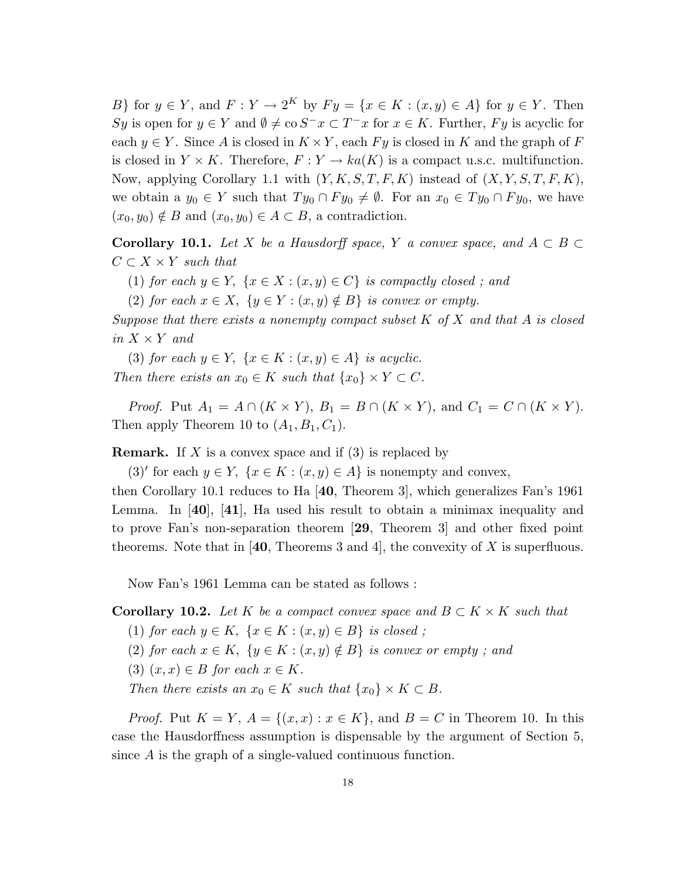$B\}$ for $y \in Y$, and $F : Y \to 2^K$ by $Fy = \{x \in K : (x, y) \in A\}$ for $y \in Y$. Then $Sy$ is open for $y \in Y$ and $\emptyset \neq \operatorname{co} S^- x \subset T^- x$ for $x \in K$. Further, $Fy$ is acyclic for each $y \in Y$. Since $A$ is closed in $K \times Y$, each $Fy$ is closed in $K$ and the graph of $F$ is closed in $Y \times K$. Therefore, $F : Y \to ka(K)$ is a compact u.s.c. multifunction. Now, applying Corollary 1.1 with $(Y, K, S, T, F, K)$ instead of $(X, Y, S, T, F, K)$, we obtain a $y_0 \in Y$ such that $Ty_0 \cap Fy_0 \neq \emptyset$. For an $x_0 \in Ty_0 \cap Fy_0$, we have $(x_0, y_0) \notin B$ and $(x_0, y_0) \in A \subset B$, a contradiction.

**Corollary 10.1.** *Let $X$ be a Hausdorff space, $Y$ a convex space, and $A \subset B \subset C \subset X \times Y$ such that*

(1) *for each $y \in Y$, $\{x \in X : (x, y) \in C\}$ is compactly closed ; and*

(2) *for each $x \in X$, $\{y \in Y : (x, y) \notin B\}$ is convex or empty.*

*Suppose that there exists a nonempty compact subset $K$ of $X$ and that $A$ is closed in $X \times Y$ and*

(3) *for each $y \in Y$, $\{x \in K : (x, y) \in A\}$ is acyclic.*

*Then there exists an $x_0 \in K$ such that $\{x_0\} \times Y \subset C$.*

*Proof.* Put $A_1 = A \cap (K \times Y)$, $B_1 = B \cap (K \times Y)$, and $C_1 = C \cap (K \times Y)$. Then apply Theorem 10 to $(A_1, B_1, C_1)$.

**Remark.** If $X$ is a convex space and if (3) is replaced by

(3)′ for each $y \in Y$, $\{x \in K : (x, y) \in A\}$ is nonempty and convex,

then Corollary 10.1 reduces to Ha [**40**, Theorem 3], which generalizes Fan's 1961 Lemma. In [**40**], [**41**], Ha used his result to obtain a minimax inequality and to prove Fan's non-separation theorem [**29**, Theorem 3] and other fixed point theorems. Note that in [**40**, Theorems 3 and 4], the convexity of $X$ is superfluous.

Now Fan's 1961 Lemma can be stated as follows :

**Corollary 10.2.** *Let $K$ be a compact convex space and $B \subset K \times K$ such that*

(1) *for each $y \in K$, $\{x \in K : (x, y) \in B\}$ is closed ;*

(2) *for each $x \in K$, $\{y \in K : (x, y) \notin B\}$ is convex or empty ; and*

(3) *$(x, x) \in B$ for each $x \in K$.*

*Then there exists an $x_0 \in K$ such that $\{x_0\} \times K \subset B$.*

*Proof.* Put $K = Y$, $A = \{(x, x) : x \in K\}$, and $B = C$ in Theorem 10. In this case the Hausdorffness assumption is dispensable by the argument of Section 5, since $A$ is the graph of a single-valued continuous function.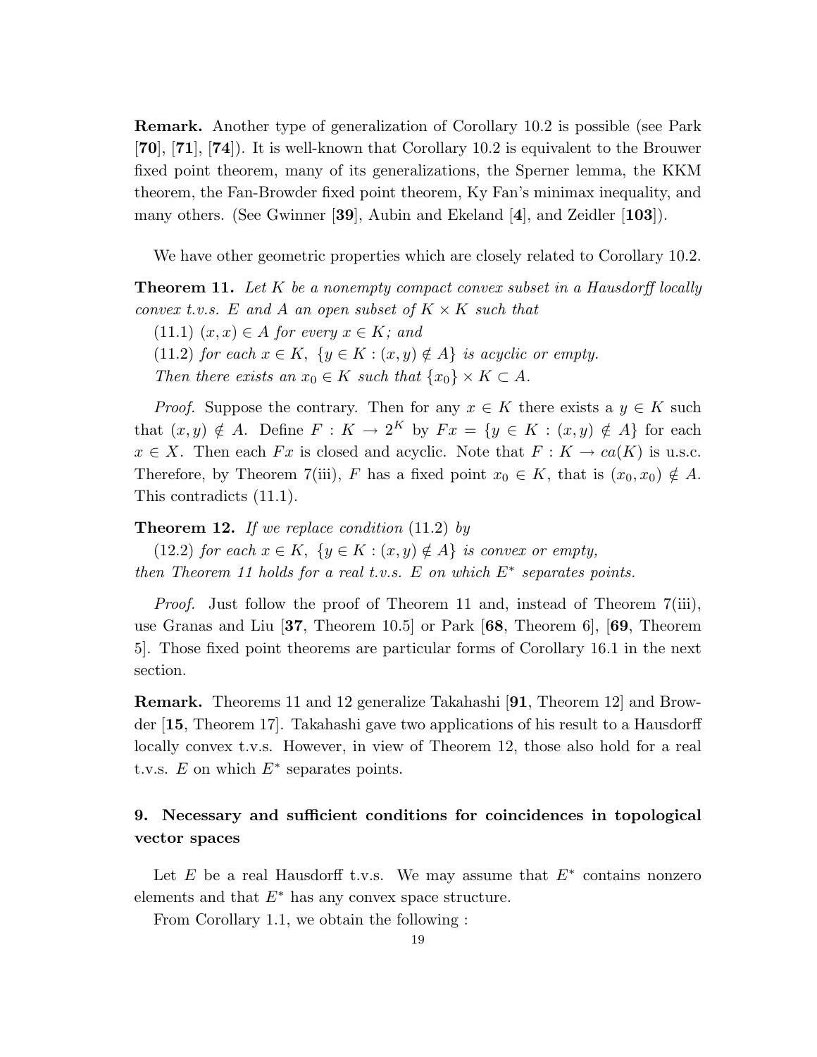**Remark.** Another type of generalization of Corollary 10.2 is possible (see Park [**70**], [**71**], [**74**]). It is well-known that Corollary 10.2 is equivalent to the Brouwer fixed point theorem, many of its generalizations, the Sperner lemma, the KKM theorem, the Fan-Browder fixed point theorem, Ky Fan's minimax inequality, and many others. (See Gwinner [**39**], Aubin and Ekeland [**4**], and Zeidler [**103**]).

We have other geometric properties which are closely related to Corollary 10.2.

**Theorem 11.** *Let $K$ be a nonempty compact convex subset in a Hausdorff locally convex t.v.s. $E$ and $A$ an open subset of $K \times K$ such that*

(11.1) *$(x, x) \in A$ for every $x \in K$; and*

(11.2) *for each $x \in K$, $\{y \in K : (x, y) \notin A\}$ is acyclic or empty.*

*Then there exists an $x_0 \in K$ such that $\{x_0\} \times K \subset A$.*

*Proof.* Suppose the contrary. Then for any $x \in K$ there exists a $y \in K$ such that $(x, y) \notin A$. Define $F : K \to 2^K$ by $Fx = \{y \in K : (x, y) \notin A\}$ for each $x \in X$. Then each $Fx$ is closed and acyclic. Note that $F : K \to ca(K)$ is u.s.c. Therefore, by Theorem 7(iii), $F$ has a fixed point $x_0 \in K$, that is $(x_0, x_0) \notin A$. This contradicts (11.1).

**Theorem 12.** *If we replace condition* (11.2) *by*

(12.2) *for each $x \in K$, $\{y \in K : (x, y) \notin A\}$ is convex or empty,*

*then Theorem 11 holds for a real t.v.s. $E$ on which $E^*$ separates points.*

*Proof.* Just follow the proof of Theorem 11 and, instead of Theorem 7(iii), use Granas and Liu [**37**, Theorem 10.5] or Park [**68**, Theorem 6], [**69**, Theorem 5]. Those fixed point theorems are particular forms of Corollary 16.1 in the next section.

**Remark.** Theorems 11 and 12 generalize Takahashi [**91**, Theorem 12] and Browder [**15**, Theorem 17]. Takahashi gave two applications of his result to a Hausdorff locally convex t.v.s. However, in view of Theorem 12, those also hold for a real t.v.s. $E$ on which $E^*$ separates points.

## 9. Necessary and sufficient conditions for coincidences in topological vector spaces

Let $E$ be a real Hausdorff t.v.s. We may assume that $E^*$ contains nonzero elements and that $E^*$ has any convex space structure.

From Corollary 1.1, we obtain the following :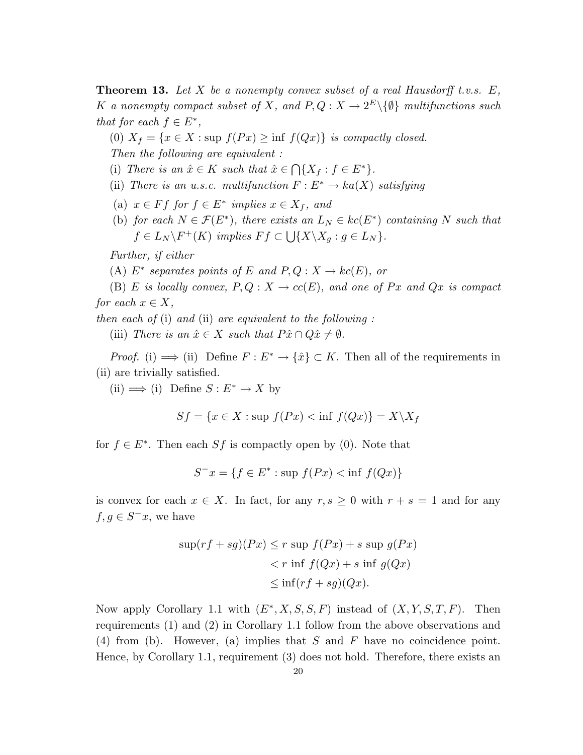**Theorem 13.** *Let $X$ be a nonempty convex subset of a real Hausdorff t.v.s. $E$, $K$ a nonempty compact subset of $X$, and $P, Q : X \to 2^E \backslash \{\emptyset\}$ multifunctions such that for each $f \in E^*$,*

(0) *$X_f = \{x \in X : \sup\, f(Px) \geq \inf\, f(Qx)\}$ is compactly closed.*

*Then the following are equivalent :*

(i) *There is an $\hat{x} \in K$ such that $\hat{x} \in \bigcap\{X_f : f \in E^*\}$.*

(ii) *There is an u.s.c. multifunction $F : E^* \to ka(X)$ satisfying*

(a) *$x \in Ff$ for $f \in E^*$ implies $x \in X_f$, and*

(b) *for each $N \in \mathcal{F}(E^*)$, there exists an $L_N \in kc(E^*)$ containing $N$ such that $f \in L_N \backslash F^+(K)$ implies $Ff \subset \bigcup\{X \backslash X_g : g \in L_N\}$.*

*Further, if either*

(A) *$E^*$ separates points of $E$ and $P, Q : X \to kc(E)$, or*

(B) *$E$ is locally convex, $P, Q : X \to cc(E)$, and one of $Px$ and $Qx$ is compact for each $x \in X$,*

*then each of* (i) *and* (ii) *are equivalent to the following :*

(iii) *There is an $\hat{x} \in X$ such that $P\hat{x} \cap Q\hat{x} \neq \emptyset$.*

*Proof.* (i) $\Longrightarrow$ (ii) Define $F : E^* \to \{\hat{x}\} \subset K$. Then all of the requirements in (ii) are trivially satisfied.

(ii) $\Longrightarrow$ (i) Define $S : E^* \to X$ by

$$Sf = \{x \in X : \sup\, f(Px) < \inf\, f(Qx)\} = X \backslash X_f$$

for $f \in E^*$. Then each $Sf$ is compactly open by (0). Note that

$$S^- x = \{f \in E^* : \sup\, f(Px) < \inf\, f(Qx)\}$$

is convex for each $x \in X$. In fact, for any $r, s \geq 0$ with $r + s = 1$ and for any $f, g \in S^- x$, we have

$$\begin{aligned}
\sup(rf + sg)(Px) &\leq r\, \sup\, f(Px) + s\, \sup\, g(Px) \\
&< r\, \inf\, f(Qx) + s\, \inf\, g(Qx) \\
&\leq \inf(rf + sg)(Qx).
\end{aligned}$$

Now apply Corollary 1.1 with $(E^*, X, S, S, F)$ instead of $(X, Y, S, T, F)$. Then requirements (1) and (2) in Corollary 1.1 follow from the above observations and (4) from (b). However, (a) implies that $S$ and $F$ have no coincidence point. Hence, by Corollary 1.1, requirement (3) does not hold. Therefore, there exists an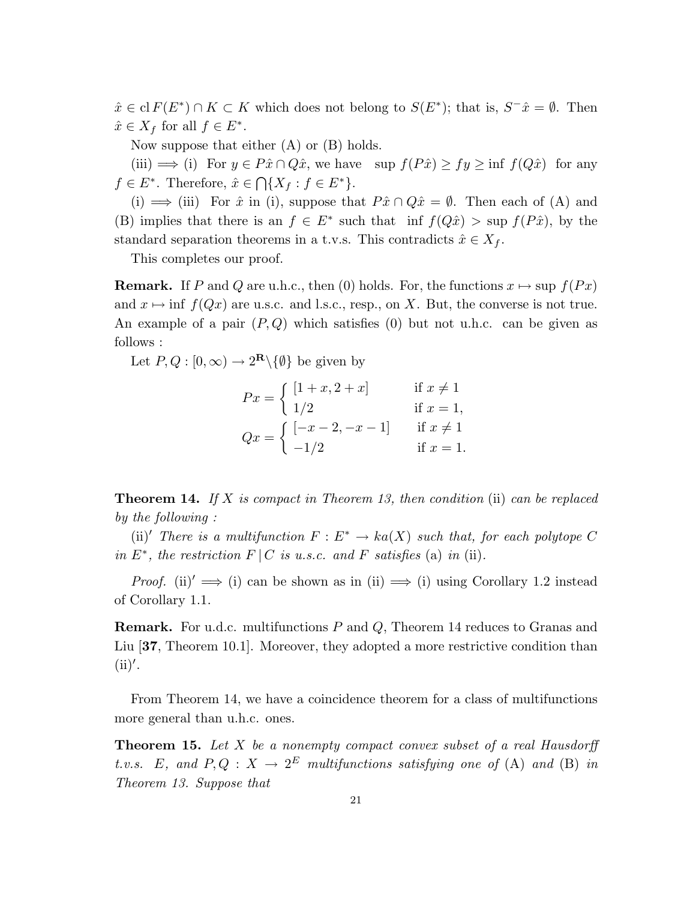$\hat{x} \in \operatorname{cl} F(E^*) \cap K \subset K$ which does not belong to $S(E^*)$; that is, $S^- \hat{x} = \emptyset$. Then $\hat{x} \in X_f$ for all $f \in E^*$.

Now suppose that either (A) or (B) holds.

(iii) $\implies$ (i) For $y \in P\hat{x} \cap Q\hat{x}$, we have $\sup f(P\hat{x}) \geq fy \geq \inf f(Q\hat{x})$ for any $f \in E^*$. Therefore, $\hat{x} \in \bigcap\{X_f : f \in E^*\}$.

(i) $\implies$ (iii) For $\hat{x}$ in (i), suppose that $P\hat{x} \cap Q\hat{x} = \emptyset$. Then each of (A) and (B) implies that there is an $f \in E^*$ such that $\inf f(Q\hat{x}) > \sup f(P\hat{x})$, by the standard separation theorems in a t.v.s. This contradicts $\hat{x} \in X_f$.

This completes our proof.

**Remark.** If $P$ and $Q$ are u.h.c., then (0) holds. For, the functions $x \mapsto \sup f(Px)$ and $x \mapsto \inf f(Qx)$ are u.s.c. and l.s.c., resp., on $X$. But, the converse is not true. An example of a pair $(P, Q)$ which satisfies (0) but not u.h.c. can be given as follows :

Let $P, Q : [0, \infty) \to 2^{\mathbf{R}} \backslash \{\emptyset\}$ be given by

$$Px = \begin{cases} [1+x, 2+x] & \text{if } x \neq 1 \\ 1/2 & \text{if } x = 1, \end{cases}$$

$$Qx = \begin{cases} [-x-2, -x-1] & \text{if } x \neq 1 \\ -1/2 & \text{if } x = 1. \end{cases}$$

**Theorem 14.** *If $X$ is compact in Theorem 13, then condition* (ii) *can be replaced by the following :*

(ii)$'$ *There is a multifunction $F : E^* \to ka(X)$ such that, for each polytope $C$ in $E^*$, the restriction $F \,|\, C$ is u.s.c. and $F$ satisfies* (a) *in* (ii).

*Proof.* (ii)$'$ $\implies$ (i) can be shown as in (ii) $\implies$ (i) using Corollary 1.2 instead of Corollary 1.1.

**Remark.** For u.d.c. multifunctions $P$ and $Q$, Theorem 14 reduces to Granas and Liu [**37**, Theorem 10.1]. Moreover, they adopted a more restrictive condition than (ii)$'$.

From Theorem 14, we have a coincidence theorem for a class of multifunctions more general than u.h.c. ones.

**Theorem 15.** *Let $X$ be a nonempty compact convex subset of a real Hausdorff t.v.s. $E$, and $P, Q : X \to 2^E$ multifunctions satisfying one of* (A) *and* (B) *in Theorem 13. Suppose that*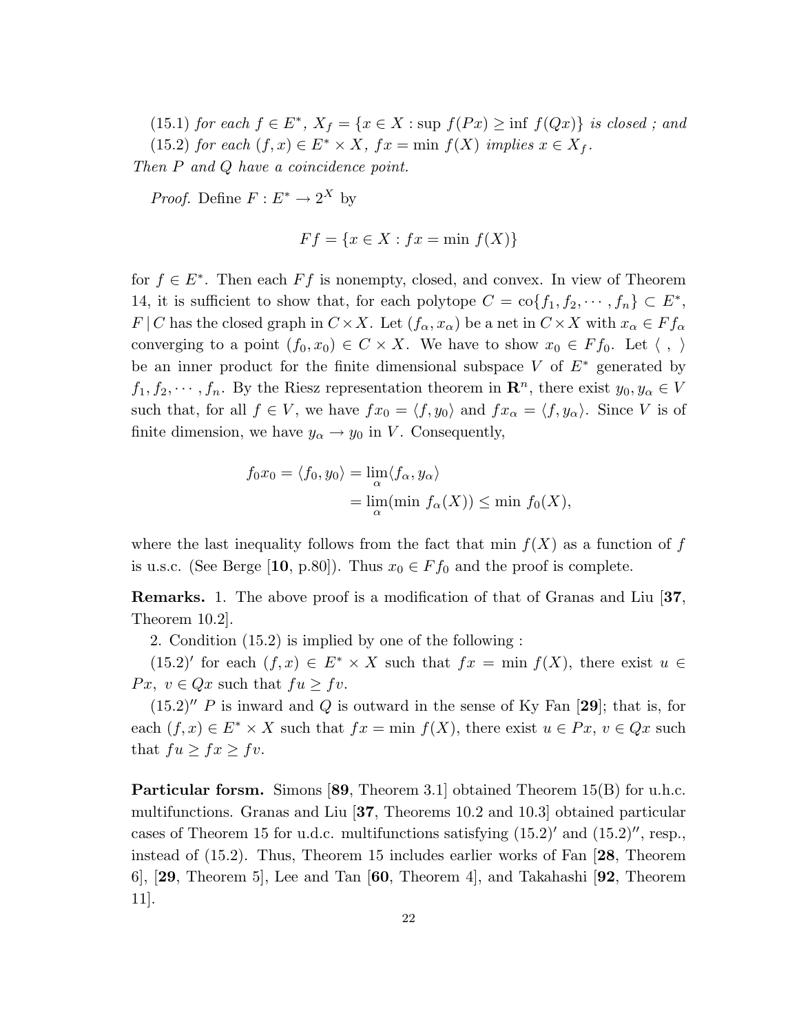(15.1) *for each* $f \in E^*$, $X_f = \{x \in X : \sup f(Px) \geq \inf f(Qx)\}$ *is closed ; and*

(15.2) *for each* $(f, x) \in E^* \times X$, $fx = \min f(X)$ *implies* $x \in X_f$.

*Then* $P$ *and* $Q$ *have a coincidence point.*

*Proof.* Define $F : E^* \to 2^X$ by

$$Ff = \{x \in X : fx = \min f(X)\}$$

for $f \in E^*$. Then each $Ff$ is nonempty, closed, and convex. In view of Theorem 14, it is sufficient to show that, for each polytope $C = \text{co}\{f_1, f_2, \cdots, f_n\} \subset E^*$, $F \mid C$ has the closed graph in $C \times X$. Let $(f_\alpha, x_\alpha)$ be a net in $C \times X$ with $x_\alpha \in Ff_\alpha$ converging to a point $(f_0, x_0) \in C \times X$. We have to show $x_0 \in Ff_0$. Let $\langle \ , \ \rangle$ be an inner product for the finite dimensional subspace $V$ of $E^*$ generated by $f_1, f_2, \cdots, f_n$. By the Riesz representation theorem in $\mathbf{R}^n$, there exist $y_0, y_\alpha \in V$ such that, for all $f \in V$, we have $fx_0 = \langle f, y_0 \rangle$ and $fx_\alpha = \langle f, y_\alpha \rangle$. Since $V$ is of finite dimension, we have $y_\alpha \to y_0$ in $V$. Consequently,

$$\begin{aligned} f_0 x_0 = \langle f_0, y_0 \rangle &= \lim_\alpha \langle f_\alpha, y_\alpha \rangle \\ &= \lim_\alpha (\min f_\alpha(X)) \leq \min f_0(X), \end{aligned}$$

where the last inequality follows from the fact that $\min f(X)$ as a function of $f$ is u.s.c. (See Berge [**10**, p.80]). Thus $x_0 \in Ff_0$ and the proof is complete.

**Remarks.** 1. The above proof is a modification of that of Granas and Liu [**37**, Theorem 10.2].

2. Condition (15.2) is implied by one of the following :

$(15.2)'$ for each $(f, x) \in E^* \times X$ such that $fx = \min f(X)$, there exist $u \in Px$, $v \in Qx$ such that $fu \geq fv$.

$(15.2)''$ $P$ is inward and $Q$ is outward in the sense of Ky Fan [**29**]; that is, for each $(f, x) \in E^* \times X$ such that $fx = \min f(X)$, there exist $u \in Px$, $v \in Qx$ such that $fu \geq fx \geq fv$.

**Particular forsm.** Simons [**89**, Theorem 3.1] obtained Theorem 15(B) for u.h.c. multifunctions. Granas and Liu [**37**, Theorems 10.2 and 10.3] obtained particular cases of Theorem 15 for u.d.c. multifunctions satisfying $(15.2)'$ and $(15.2)''$, resp., instead of (15.2). Thus, Theorem 15 includes earlier works of Fan [**28**, Theorem 6], [**29**, Theorem 5], Lee and Tan [**60**, Theorem 4], and Takahashi [**92**, Theorem 11].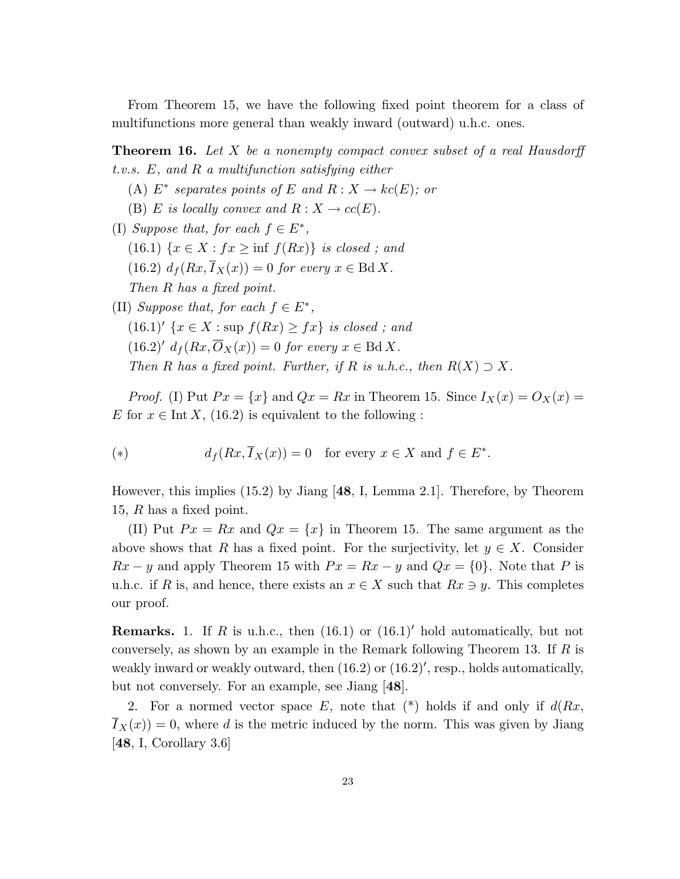From Theorem 15, we have the following fixed point theorem for a class of multifunctions more general than weakly inward (outward) u.h.c. ones.

**Theorem 16.** *Let $X$ be a nonempty compact convex subset of a real Hausdorff t.v.s. $E$, and $R$ a multifunction satisfying either*

(A) *$E^*$ separates points of $E$ and $R : X \to kc(E)$; or*

(B) *$E$ is locally convex and $R : X \to cc(E)$.*

(I) *Suppose that, for each $f \in E^*$,*

(16.1) *$\{x \in X : fx \geq \inf f(Rx)\}$ is closed ; and*

(16.2) *$d_f(Rx, \overline{I}_X(x)) = 0$ for every $x \in \operatorname{Bd} X$.*

*Then $R$ has a fixed point.*

(II) *Suppose that, for each $f \in E^*$,*

(16.1)$'$ *$\{x \in X : \sup f(Rx) \geq fx\}$ is closed ; and*

(16.2)$'$ *$d_f(Rx, \overline{O}_X(x)) = 0$ for every $x \in \operatorname{Bd} X$.*

*Then $R$ has a fixed point. Further, if $R$ is u.h.c., then $R(X) \supset X$.*

*Proof.* (I) Put $Px = \{x\}$ and $Qx = Rx$ in Theorem 15. Since $I_X(x) = O_X(x) = E$ for $x \in \operatorname{Int} X$, (16.2) is equivalent to the following :

$$(*) \qquad d_f(Rx, \overline{I}_X(x)) = 0 \quad \text{for every } x \in X \text{ and } f \in E^*.$$

However, this implies (15.2) by Jiang [**48**, I, Lemma 2.1]. Therefore, by Theorem 15, $R$ has a fixed point.

(II) Put $Px = Rx$ and $Qx = \{x\}$ in Theorem 15. The same argument as the above shows that $R$ has a fixed point. For the surjectivity, let $y \in X$. Consider $Rx - y$ and apply Theorem 15 with $Px = Rx - y$ and $Qx = \{0\}$. Note that $P$ is u.h.c. if $R$ is, and hence, there exists an $x \in X$ such that $Rx \ni y$. This completes our proof.

**Remarks.** 1. If $R$ is u.h.c., then (16.1) or (16.1)$'$ hold automatically, but not conversely, as shown by an example in the Remark following Theorem 13. If $R$ is weakly inward or weakly outward, then (16.2) or (16.2)$'$, resp., holds automatically, but not conversely. For an example, see Jiang [**48**].

2. For a normed vector space $E$, note that (*) holds if and only if $d(Rx, \overline{I}_X(x)) = 0$, where $d$ is the metric induced by the norm. This was given by Jiang [**48**, I, Corollary 3.6]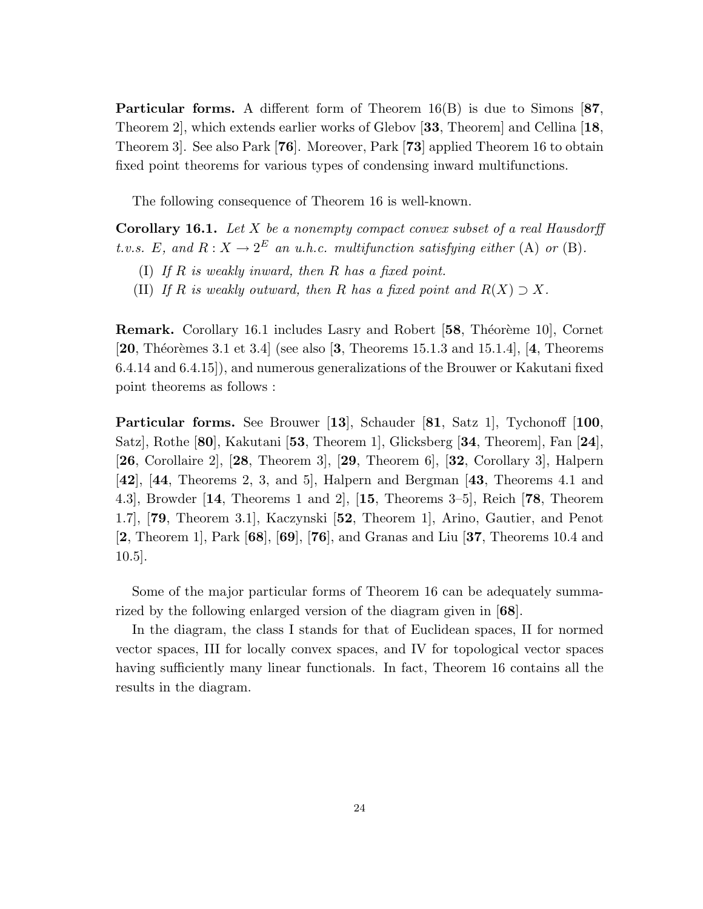**Particular forms.** A different form of Theorem 16(B) is due to Simons [**87**, Theorem 2], which extends earlier works of Glebov [**33**, Theorem] and Cellina [**18**, Theorem 3]. See also Park [**76**]. Moreover, Park [**73**] applied Theorem 16 to obtain fixed point theorems for various types of condensing inward multifunctions.

The following consequence of Theorem 16 is well-known.

**Corollary 16.1.** *Let $X$ be a nonempty compact convex subset of a real Hausdorff t.v.s. $E$, and $R : X \to 2^E$ an u.h.c. multifunction satisfying either* (A) *or* (B)*.*

(I) *If $R$ is weakly inward, then $R$ has a fixed point.*

(II) *If $R$ is weakly outward, then $R$ has a fixed point and $R(X) \supset X$.*

**Remark.** Corollary 16.1 includes Lasry and Robert [**58**, Théorème 10], Cornet [**20**, Théorèmes 3.1 et 3.4] (see also [**3**, Theorems 15.1.3 and 15.1.4], [**4**, Theorems 6.4.14 and 6.4.15]), and numerous generalizations of the Brouwer or Kakutani fixed point theorems as follows :

**Particular forms.** See Brouwer [**13**], Schauder [**81**, Satz 1], Tychonoff [**100**, Satz], Rothe [**80**], Kakutani [**53**, Theorem 1], Glicksberg [**34**, Theorem], Fan [**24**], [**26**, Corollaire 2], [**28**, Theorem 3], [**29**, Theorem 6], [**32**, Corollary 3], Halpern [**42**], [**44**, Theorems 2, 3, and 5], Halpern and Bergman [**43**, Theorems 4.1 and 4.3], Browder [**14**, Theorems 1 and 2], [**15**, Theorems 3–5], Reich [**78**, Theorem 1.7], [**79**, Theorem 3.1], Kaczynski [**52**, Theorem 1], Arino, Gautier, and Penot [**2**, Theorem 1], Park [**68**], [**69**], [**76**], and Granas and Liu [**37**, Theorems 10.4 and 10.5].

Some of the major particular forms of Theorem 16 can be adequately summarized by the following enlarged version of the diagram given in [**68**].

In the diagram, the class I stands for that of Euclidean spaces, II for normed vector spaces, III for locally convex spaces, and IV for topological vector spaces having sufficiently many linear functionals. In fact, Theorem 16 contains all the results in the diagram.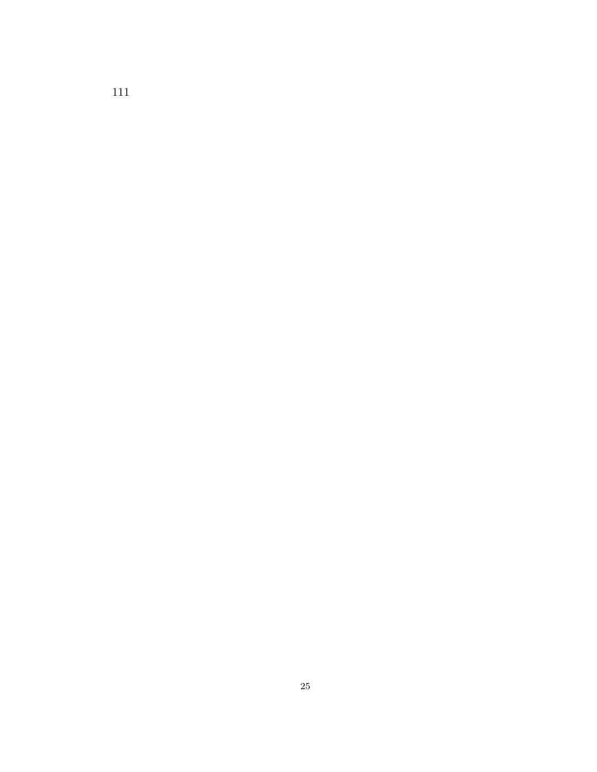111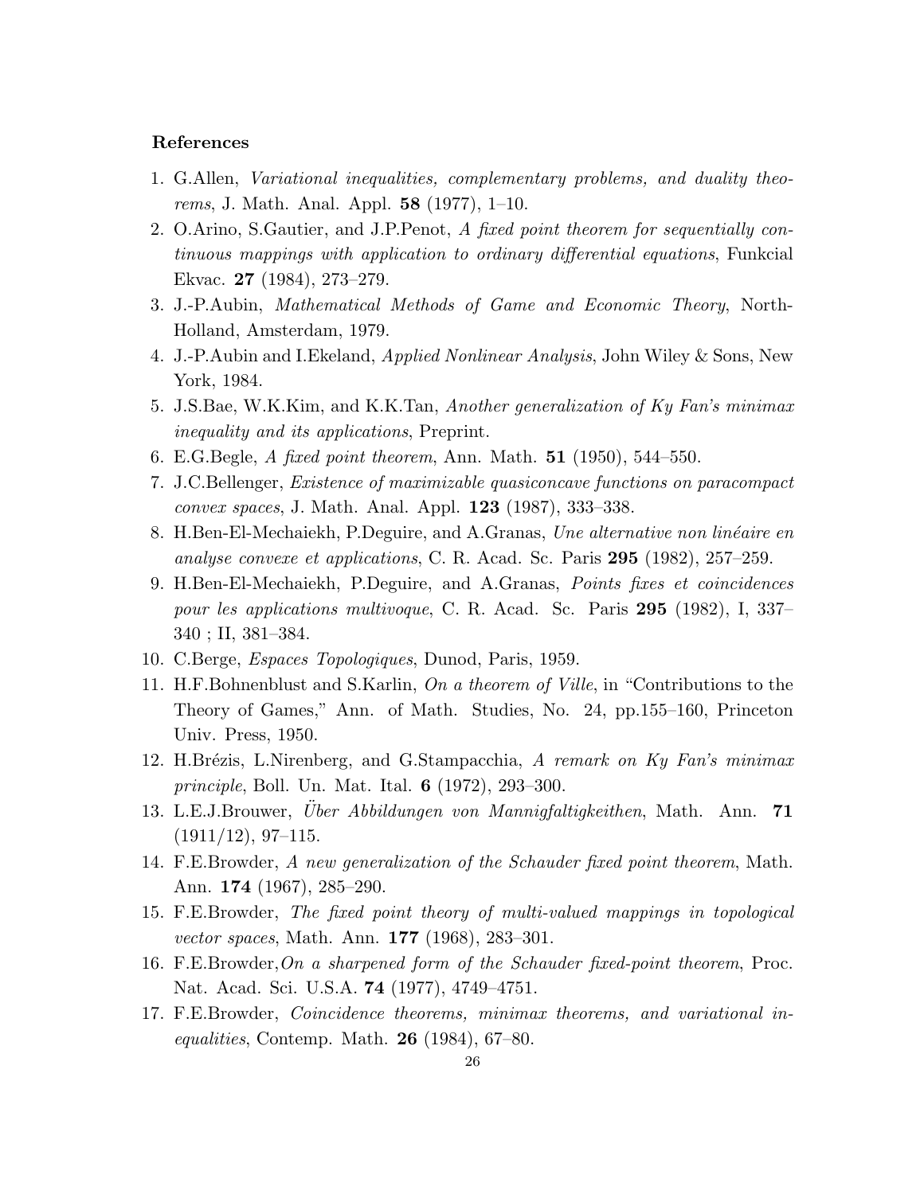**References**

1. G.Allen, *Variational inequalities, complementary problems, and duality theorems*, J. Math. Anal. Appl. **58** (1977), 1–10.
2. O.Arino, S.Gautier, and J.P.Penot, *A fixed point theorem for sequentially continuous mappings with application to ordinary differential equations*, Funkcial Ekvac. **27** (1984), 273–279.
3. J.-P.Aubin, *Mathematical Methods of Game and Economic Theory*, North-Holland, Amsterdam, 1979.
4. J.-P.Aubin and I.Ekeland, *Applied Nonlinear Analysis*, John Wiley & Sons, New York, 1984.
5. J.S.Bae, W.K.Kim, and K.K.Tan, *Another generalization of Ky Fan's minimax inequality and its applications*, Preprint.
6. E.G.Begle, *A fixed point theorem*, Ann. Math. **51** (1950), 544–550.
7. J.C.Bellenger, *Existence of maximizable quasiconcave functions on paracompact convex spaces*, J. Math. Anal. Appl. **123** (1987), 333–338.
8. H.Ben-El-Mechaiekh, P.Deguire, and A.Granas, *Une alternative non linéaire en analyse convexe et applications*, C. R. Acad. Sc. Paris **295** (1982), 257–259.
9. H.Ben-El-Mechaiekh, P.Deguire, and A.Granas, *Points fixes et coincidences pour les applications multivoque*, C. R. Acad. Sc. Paris **295** (1982), I, 337–340 ; II, 381–384.
10. C.Berge, *Espaces Topologiques*, Dunod, Paris, 1959.
11. H.F.Bohnenblust and S.Karlin, *On a theorem of Ville*, in "Contributions to the Theory of Games," Ann. of Math. Studies, No. 24, pp.155–160, Princeton Univ. Press, 1950.
12. H.Brézis, L.Nirenberg, and G.Stampacchia, *A remark on Ky Fan's minimax principle*, Boll. Un. Mat. Ital. **6** (1972), 293–300.
13. L.E.J.Brouwer, *Über Abbildungen von Mannigfaltigkeithen*, Math. Ann. **71** (1911/12), 97–115.
14. F.E.Browder, *A new generalization of the Schauder fixed point theorem*, Math. Ann. **174** (1967), 285–290.
15. F.E.Browder, *The fixed point theory of multi-valued mappings in topological vector spaces*, Math. Ann. **177** (1968), 283–301.
16. F.E.Browder, *On a sharpened form of the Schauder fixed-point theorem*, Proc. Nat. Acad. Sci. U.S.A. **74** (1977), 4749–4751.
17. F.E.Browder, *Coincidence theorems, minimax theorems, and variational inequalities*, Contemp. Math. **26** (1984), 67–80.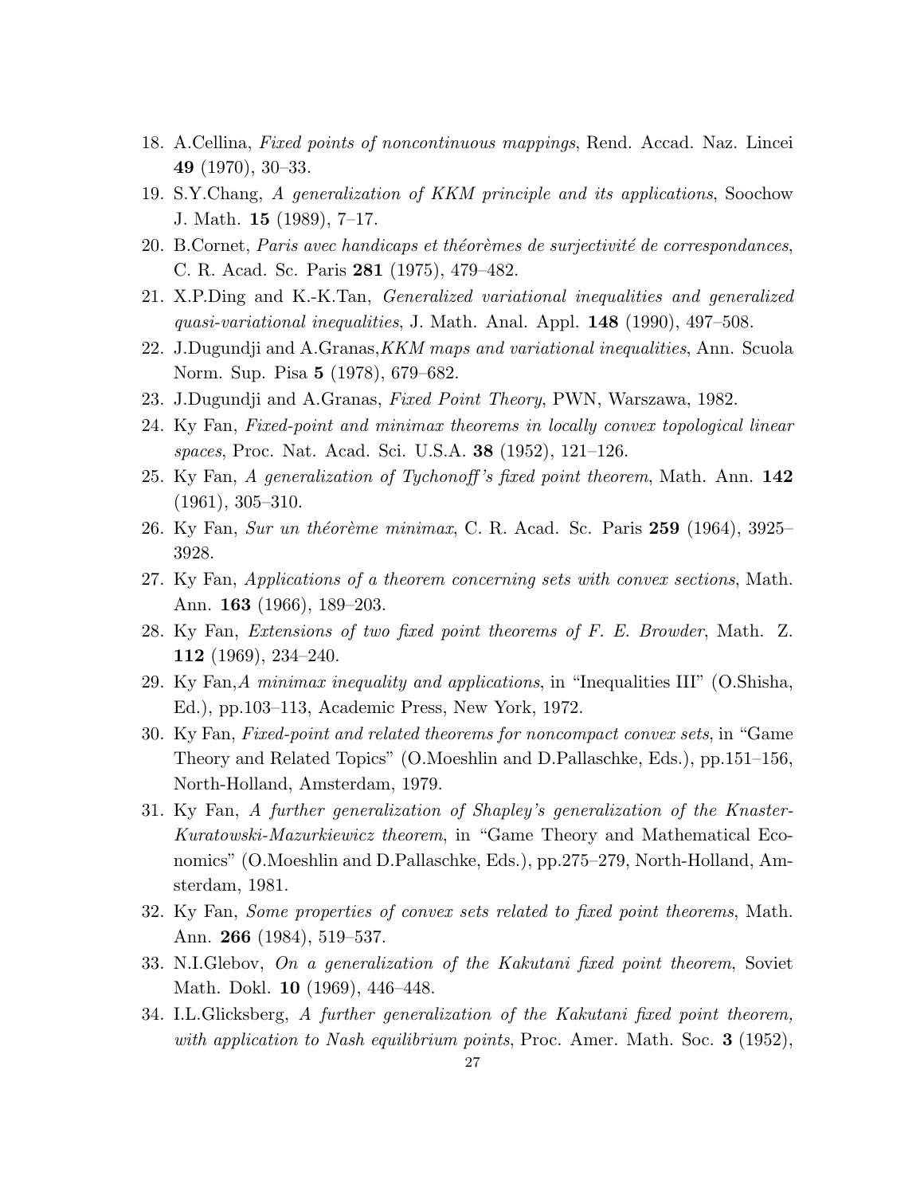18. A.Cellina, *Fixed points of noncontinuous mappings*, Rend. Accad. Naz. Lincei **49** (1970), 30–33.
19. S.Y.Chang, *A generalization of KKM principle and its applications*, Soochow J. Math. **15** (1989), 7–17.
20. B.Cornet, *Paris avec handicaps et théorèmes de surjectivité de correspondances*, C. R. Acad. Sc. Paris **281** (1975), 479–482.
21. X.P.Ding and K.-K.Tan, *Generalized variational inequalities and generalized quasi-variational inequalities*, J. Math. Anal. Appl. **148** (1990), 497–508.
22. J.Dugundji and A.Granas, *KKM maps and variational inequalities*, Ann. Scuola Norm. Sup. Pisa **5** (1978), 679–682.
23. J.Dugundji and A.Granas, *Fixed Point Theory*, PWN, Warszawa, 1982.
24. Ky Fan, *Fixed-point and minimax theorems in locally convex topological linear spaces*, Proc. Nat. Acad. Sci. U.S.A. **38** (1952), 121–126.
25. Ky Fan, *A generalization of Tychonoff's fixed point theorem*, Math. Ann. **142** (1961), 305–310.
26. Ky Fan, *Sur un théorème minimax*, C. R. Acad. Sc. Paris **259** (1964), 3925–3928.
27. Ky Fan, *Applications of a theorem concerning sets with convex sections*, Math. Ann. **163** (1966), 189–203.
28. Ky Fan, *Extensions of two fixed point theorems of F. E. Browder*, Math. Z. **112** (1969), 234–240.
29. Ky Fan, *A minimax inequality and applications*, in "Inequalities III" (O.Shisha, Ed.), pp.103–113, Academic Press, New York, 1972.
30. Ky Fan, *Fixed-point and related theorems for noncompact convex sets*, in "Game Theory and Related Topics" (O.Moeshlin and D.Pallaschke, Eds.), pp.151–156, North-Holland, Amsterdam, 1979.
31. Ky Fan, *A further generalization of Shapley's generalization of the Knaster-Kuratowski-Mazurkiewicz theorem*, in "Game Theory and Mathematical Economics" (O.Moeshlin and D.Pallaschke, Eds.), pp.275–279, North-Holland, Amsterdam, 1981.
32. Ky Fan, *Some properties of convex sets related to fixed point theorems*, Math. Ann. **266** (1984), 519–537.
33. N.I.Glebov, *On a generalization of the Kakutani fixed point theorem*, Soviet Math. Dokl. **10** (1969), 446–448.
34. I.L.Glicksberg, *A further generalization of the Kakutani fixed point theorem, with application to Nash equilibrium points*, Proc. Amer. Math. Soc. **3** (1952),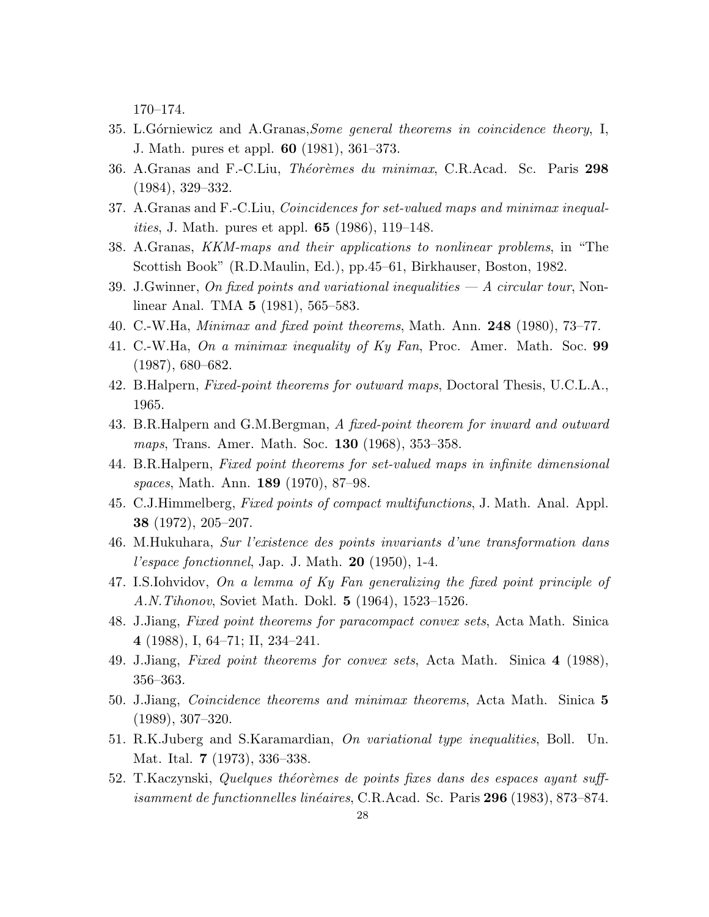170–174.

35. L.Górniewicz and A.Granas,*Some general theorems in coincidence theory*, I, J. Math. pures et appl. **60** (1981), 361–373.
36. A.Granas and F.-C.Liu, *Théorèmes du minimax*, C.R.Acad. Sc. Paris **298** (1984), 329–332.
37. A.Granas and F.-C.Liu, *Coincidences for set-valued maps and minimax inequalities*, J. Math. pures et appl. **65** (1986), 119–148.
38. A.Granas, *KKM-maps and their applications to nonlinear problems*, in "The Scottish Book" (R.D.Maulin, Ed.), pp.45–61, Birkhauser, Boston, 1982.
39. J.Gwinner, *On fixed points and variational inequalities — A circular tour*, Nonlinear Anal. TMA **5** (1981), 565–583.
40. C.-W.Ha, *Minimax and fixed point theorems*, Math. Ann. **248** (1980), 73–77.
41. C.-W.Ha, *On a minimax inequality of Ky Fan*, Proc. Amer. Math. Soc. **99** (1987), 680–682.
42. B.Halpern, *Fixed-point theorems for outward maps*, Doctoral Thesis, U.C.L.A., 1965.
43. B.R.Halpern and G.M.Bergman, *A fixed-point theorem for inward and outward maps*, Trans. Amer. Math. Soc. **130** (1968), 353–358.
44. B.R.Halpern, *Fixed point theorems for set-valued maps in infinite dimensional spaces*, Math. Ann. **189** (1970), 87–98.
45. C.J.Himmelberg, *Fixed points of compact multifunctions*, J. Math. Anal. Appl. **38** (1972), 205–207.
46. M.Hukuhara, *Sur l'existence des points invariants d'une transformation dans l'espace fonctionnel*, Jap. J. Math. **20** (1950), 1-4.
47. I.S.Iohvidov, *On a lemma of Ky Fan generalizing the fixed point principle of A.N.Tihonov*, Soviet Math. Dokl. **5** (1964), 1523–1526.
48. J.Jiang, *Fixed point theorems for paracompact convex sets*, Acta Math. Sinica **4** (1988), I, 64–71; II, 234–241.
49. J.Jiang, *Fixed point theorems for convex sets*, Acta Math. Sinica **4** (1988), 356–363.
50. J.Jiang, *Coincidence theorems and minimax theorems*, Acta Math. Sinica **5** (1989), 307–320.
51. R.K.Juberg and S.Karamardian, *On variational type inequalities*, Boll. Un. Mat. Ital. **7** (1973), 336–338.
52. T.Kaczynski, *Quelques théorèmes de points fixes dans des espaces ayant suffisamment de functionnelles linéaires*, C.R.Acad. Sc. Paris **296** (1983), 873–874.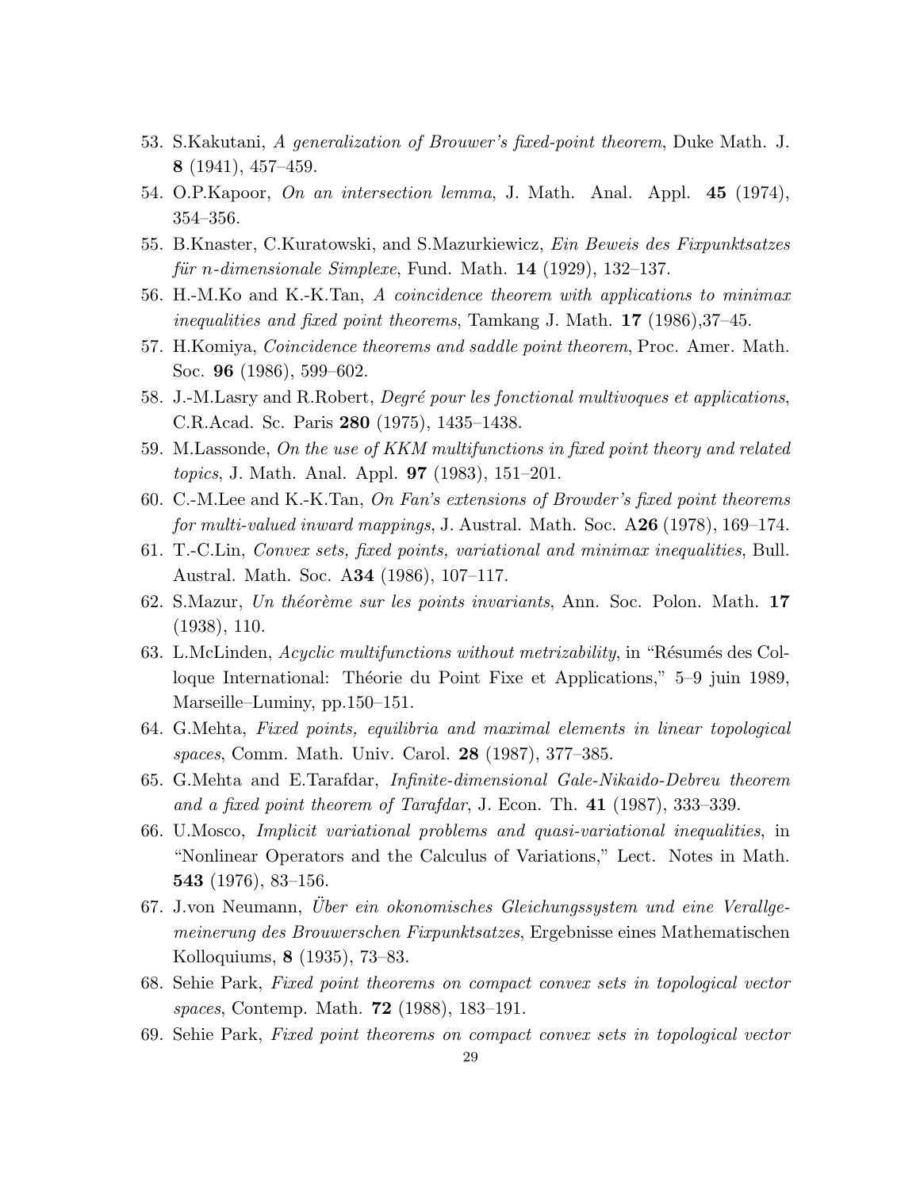53. S.Kakutani, *A generalization of Brouwer's fixed-point theorem*, Duke Math. J. **8** (1941), 457–459.
54. O.P.Kapoor, *On an intersection lemma*, J. Math. Anal. Appl. **45** (1974), 354–356.
55. B.Knaster, C.Kuratowski, and S.Mazurkiewicz, *Ein Beweis des Fixpunktsatzes für n-dimensionale Simplexe*, Fund. Math. **14** (1929), 132–137.
56. H.-M.Ko and K.-K.Tan, *A coincidence theorem with applications to minimax inequalities and fixed point theorems*, Tamkang J. Math. **17** (1986),37–45.
57. H.Komiya, *Coincidence theorems and saddle point theorem*, Proc. Amer. Math. Soc. **96** (1986), 599–602.
58. J.-M.Lasry and R.Robert, *Degré pour les fonctional multivoques et applications*, C.R.Acad. Sc. Paris **280** (1975), 1435–1438.
59. M.Lassonde, *On the use of KKM multifunctions in fixed point theory and related topics*, J. Math. Anal. Appl. **97** (1983), 151–201.
60. C.-M.Lee and K.-K.Tan, *On Fan's extensions of Browder's fixed point theorems for multi-valued inward mappings*, J. Austral. Math. Soc. A**26** (1978), 169–174.
61. T.-C.Lin, *Convex sets, fixed points, variational and minimax inequalities*, Bull. Austral. Math. Soc. A**34** (1986), 107–117.
62. S.Mazur, *Un théorème sur les points invariants*, Ann. Soc. Polon. Math. **17** (1938), 110.
63. L.McLinden, *Acyclic multifunctions without metrizability*, in "Résumés des Colloque International: Théorie du Point Fixe et Applications," 5–9 juin 1989, Marseille–Luminy, pp.150–151.
64. G.Mehta, *Fixed points, equilibria and maximal elements in linear topological spaces*, Comm. Math. Univ. Carol. **28** (1987), 377–385.
65. G.Mehta and E.Tarafdar, *Infinite-dimensional Gale-Nikaido-Debreu theorem and a fixed point theorem of Tarafdar*, J. Econ. Th. **41** (1987), 333–339.
66. U.Mosco, *Implicit variational problems and quasi-variational inequalities*, in "Nonlinear Operators and the Calculus of Variations," Lect. Notes in Math. **543** (1976), 83–156.
67. J.von Neumann, *Über ein okonomisches Gleichungssystem und eine Verallgemeinerung des Brouwerschen Fixpunktsatzes*, Ergebnisse eines Mathematischen Kolloquiums, **8** (1935), 73–83.
68. Sehie Park, *Fixed point theorems on compact convex sets in topological vector spaces*, Contemp. Math. **72** (1988), 183–191.
69. Sehie Park, *Fixed point theorems on compact convex sets in topological vector*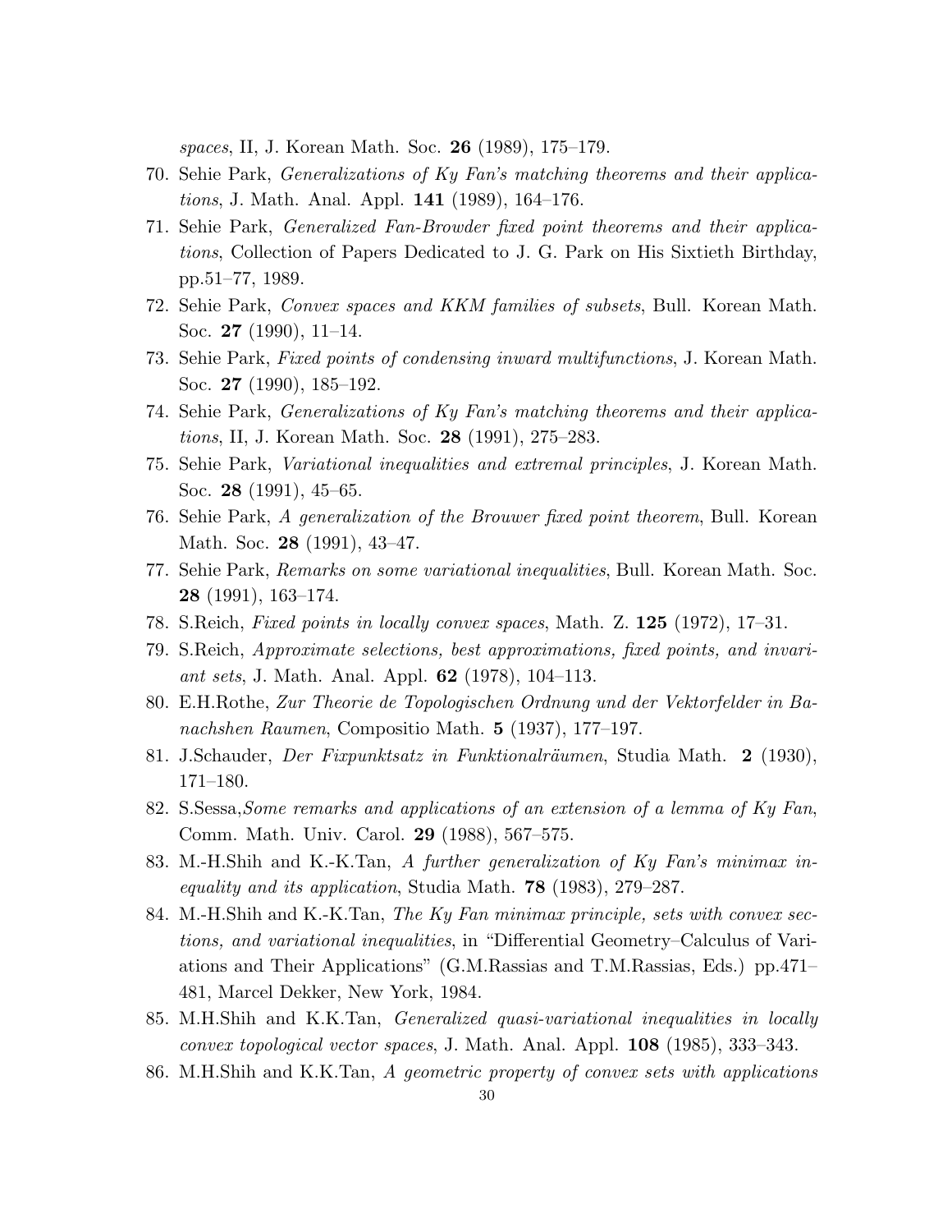*spaces*, II, J. Korean Math. Soc. **26** (1989), 175–179.

70. Sehie Park, *Generalizations of Ky Fan's matching theorems and their applications*, J. Math. Anal. Appl. **141** (1989), 164–176.
71. Sehie Park, *Generalized Fan-Browder fixed point theorems and their applications*, Collection of Papers Dedicated to J. G. Park on His Sixtieth Birthday, pp.51–77, 1989.
72. Sehie Park, *Convex spaces and KKM families of subsets*, Bull. Korean Math. Soc. **27** (1990), 11–14.
73. Sehie Park, *Fixed points of condensing inward multifunctions*, J. Korean Math. Soc. **27** (1990), 185–192.
74. Sehie Park, *Generalizations of Ky Fan's matching theorems and their applications*, II, J. Korean Math. Soc. **28** (1991), 275–283.
75. Sehie Park, *Variational inequalities and extremal principles*, J. Korean Math. Soc. **28** (1991), 45–65.
76. Sehie Park, *A generalization of the Brouwer fixed point theorem*, Bull. Korean Math. Soc. **28** (1991), 43–47.
77. Sehie Park, *Remarks on some variational inequalities*, Bull. Korean Math. Soc. **28** (1991), 163–174.
78. S.Reich, *Fixed points in locally convex spaces*, Math. Z. **125** (1972), 17–31.
79. S.Reich, *Approximate selections, best approximations, fixed points, and invariant sets*, J. Math. Anal. Appl. **62** (1978), 104–113.
80. E.H.Rothe, *Zur Theorie de Topologischen Ordnung und der Vektorfelder in Banachshen Raumen*, Compositio Math. **5** (1937), 177–197.
81. J.Schauder, *Der Fixpunktsatz in Funktionalräumen*, Studia Math. **2** (1930), 171–180.
82. S.Sessa,*Some remarks and applications of an extension of a lemma of Ky Fan*, Comm. Math. Univ. Carol. **29** (1988), 567–575.
83. M.-H.Shih and K.-K.Tan, *A further generalization of Ky Fan's minimax inequality and its application*, Studia Math. **78** (1983), 279–287.
84. M.-H.Shih and K.-K.Tan, *The Ky Fan minimax principle, sets with convex sections, and variational inequalities*, in "Differential Geometry–Calculus of Variations and Their Applications" (G.M.Rassias and T.M.Rassias, Eds.) pp.471–481, Marcel Dekker, New York, 1984.
85. M.H.Shih and K.K.Tan, *Generalized quasi-variational inequalities in locally convex topological vector spaces*, J. Math. Anal. Appl. **108** (1985), 333–343.
86. M.H.Shih and K.K.Tan, *A geometric property of convex sets with applications*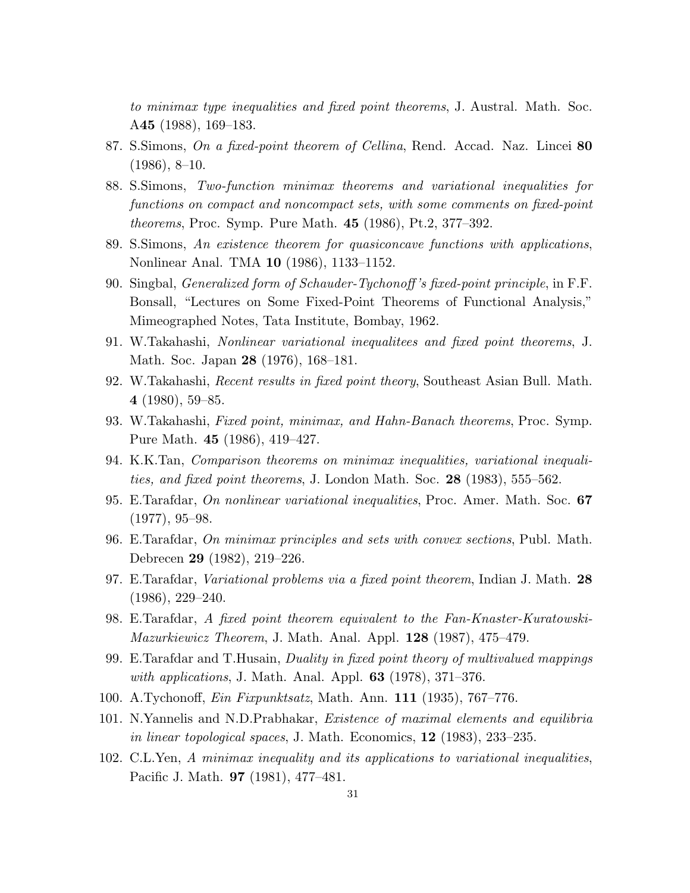*to minimax type inequalities and fixed point theorems*, J. Austral. Math. Soc. A**45** (1988), 169–183.

87. S.Simons, *On a fixed-point theorem of Cellina*, Rend. Accad. Naz. Lincei **80** (1986), 8–10.
88. S.Simons, *Two-function minimax theorems and variational inequalities for functions on compact and noncompact sets, with some comments on fixed-point theorems*, Proc. Symp. Pure Math. **45** (1986), Pt.2, 377–392.
89. S.Simons, *An existence theorem for quasiconcave functions with applications*, Nonlinear Anal. TMA **10** (1986), 1133–1152.
90. Singbal, *Generalized form of Schauder-Tychonoff's fixed-point principle*, in F.F. Bonsall, "Lectures on Some Fixed-Point Theorems of Functional Analysis," Mimeographed Notes, Tata Institute, Bombay, 1962.
91. W.Takahashi, *Nonlinear variational inequalitees and fixed point theorems*, J. Math. Soc. Japan **28** (1976), 168–181.
92. W.Takahashi, *Recent results in fixed point theory*, Southeast Asian Bull. Math. **4** (1980), 59–85.
93. W.Takahashi, *Fixed point, minimax, and Hahn-Banach theorems*, Proc. Symp. Pure Math. **45** (1986), 419–427.
94. K.K.Tan, *Comparison theorems on minimax inequalities, variational inequalities, and fixed point theorems*, J. London Math. Soc. **28** (1983), 555–562.
95. E.Tarafdar, *On nonlinear variational inequalities*, Proc. Amer. Math. Soc. **67** (1977), 95–98.
96. E.Tarafdar, *On minimax principles and sets with convex sections*, Publ. Math. Debrecen **29** (1982), 219–226.
97. E.Tarafdar, *Variational problems via a fixed point theorem*, Indian J. Math. **28** (1986), 229–240.
98. E.Tarafdar, *A fixed point theorem equivalent to the Fan-Knaster-Kuratowski-Mazurkiewicz Theorem*, J. Math. Anal. Appl. **128** (1987), 475–479.
99. E.Tarafdar and T.Husain, *Duality in fixed point theory of multivalued mappings with applications*, J. Math. Anal. Appl. **63** (1978), 371–376.
100. A.Tychonoff, *Ein Fixpunktsatz*, Math. Ann. **111** (1935), 767–776.
101. N.Yannelis and N.D.Prabhakar, *Existence of maximal elements and equilibria in linear topological spaces*, J. Math. Economics, **12** (1983), 233–235.
102. C.L.Yen, *A minimax inequality and its applications to variational inequalities*, Pacific J. Math. **97** (1981), 477–481.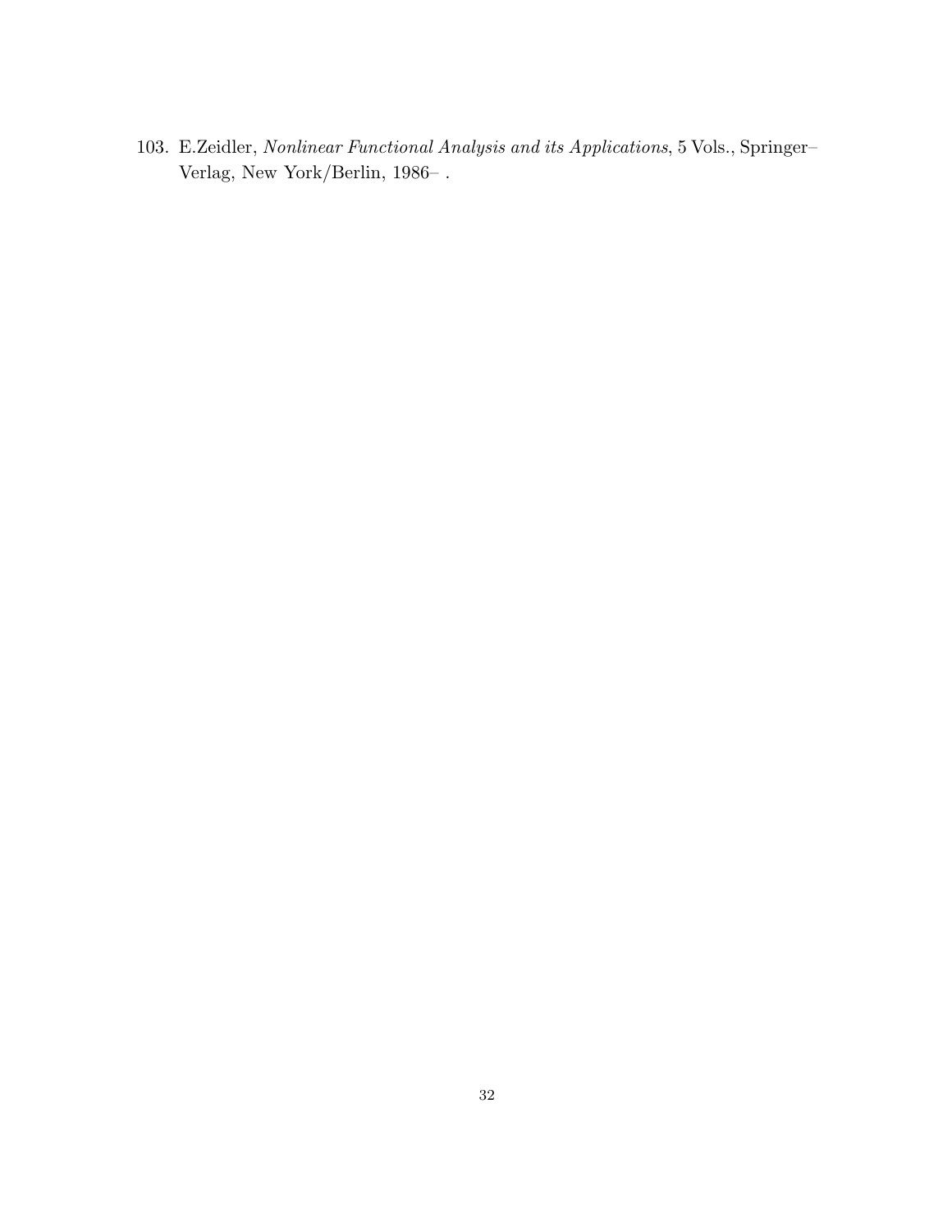103. E.Zeidler, *Nonlinear Functional Analysis and its Applications*, 5 Vols., Springer–Verlag, New York/Berlin, 1986– .